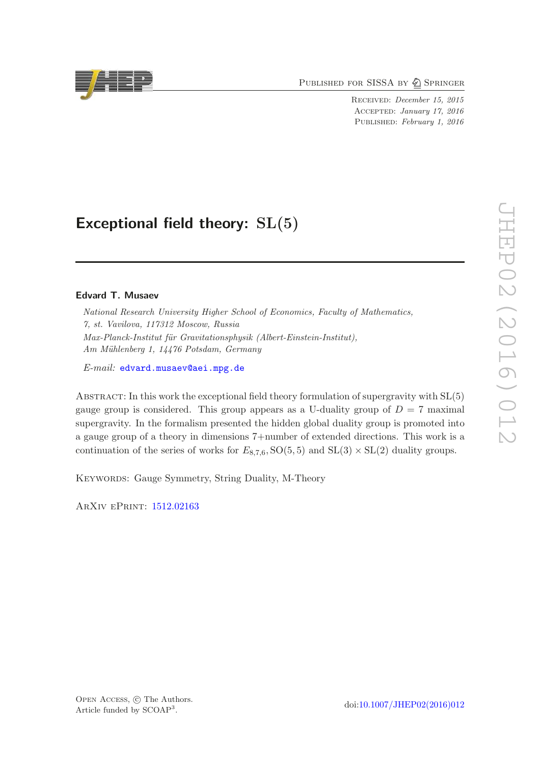Published for SISSA by Springer

Received: *December 15, 2015*
Accepted: *January 17, 2016*
Published: *February 1, 2016*

# Exceptional field theory: $\mathrm{SL}(5)$

**Edvard T. Musaev**

*National Research University Higher School of Economics, Faculty of Mathematics, 7, st. Vavilova, 117312 Moscow, Russia*
*Max-Planck-Institut für Gravitationsphysik (Albert-Einstein-Institut), Am Mühlenberg 1, 14476 Potsdam, Germany*

*E-mail:* edvard.musaev@aei.mpg.de

Abstract: In this work the exceptional field theory formulation of supergravity with $\mathrm{SL}(5)$ gauge group is considered. This group appears as a U-duality group of $D = 7$ maximal supergravity. In the formalism presented the hidden global duality group is promoted into a gauge group of a theory in dimensions 7+number of extended directions. This work is a continuation of the series of works for $E_{8,7,6}$, $\mathrm{SO}(5,5)$ and $\mathrm{SL}(3) \times \mathrm{SL}(2)$ duality groups.

Keywords: Gauge Symmetry, String Duality, M-Theory

ArXiv ePrint: 1512.02163

Open Access, © The Authors.
Article funded by SCOAP[3].

doi:10.1007/JHEP02(2016)012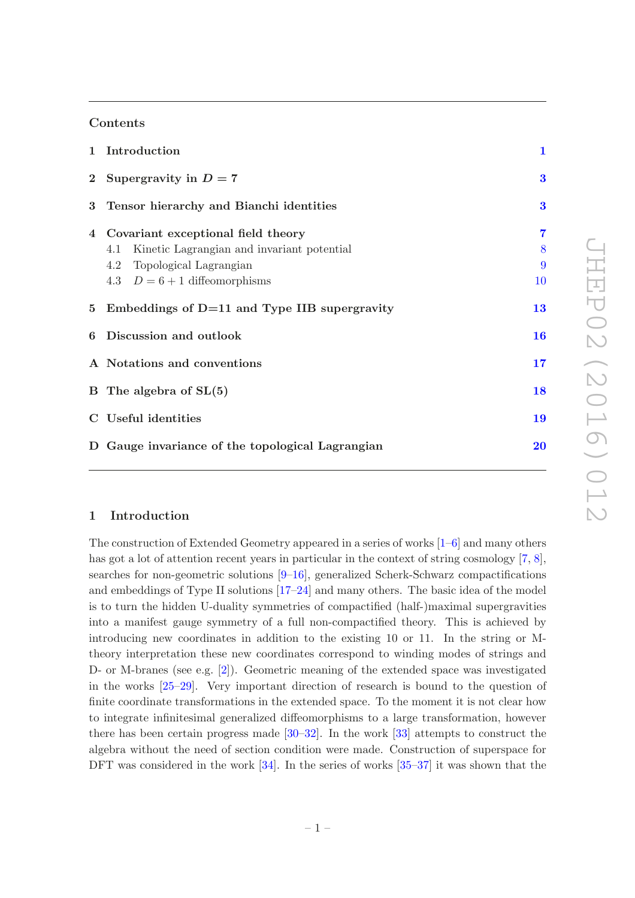## Contents

1 Introduction 1

2 Supergravity in $D = 7$ 3

3 Tensor hierarchy and Bianchi identities 3

4 Covariant exceptional field theory 7
- 4.1 Kinetic Lagrangian and invariant potential 8
- 4.2 Topological Lagrangian 9
- 4.3 $D = 6 + 1$ diffeomorphisms 10

5 Embeddings of D=11 and Type IIB supergravity 13

6 Discussion and outlook 16

A Notations and conventions 17

B The algebra of SL(5) 18

C Useful identities 19

D Gauge invariance of the topological Lagrangian 20

## 1 Introduction

The construction of Extended Geometry appeared in a series of works [1–6] and many others has got a lot of attention recent years in particular in the context of string cosmology [7, 8], searches for non-geometric solutions [9–16], generalized Scherk-Schwarz compactifications and embeddings of Type II solutions [17–24] and many others. The basic idea of the model is to turn the hidden U-duality symmetries of compactified (half-)maximal supergravities into a manifest gauge symmetry of a full non-compactified theory. This is achieved by introducing new coordinates in addition to the existing 10 or 11. In the string or M-theory interpretation these new coordinates correspond to winding modes of strings and D- or M-branes (see e.g. [2]). Geometric meaning of the extended space was investigated in the works [25–29]. Very important direction of research is bound to the question of finite coordinate transformations in the extended space. To the moment it is not clear how to integrate infinitesimal generalized diffeomorphisms to a large transformation, however there has been certain progress made [30–32]. In the work [33] attempts to construct the algebra without the need of section condition were made. Construction of superspace for DFT was considered in the work [34]. In the series of works [35–37] it was shown that the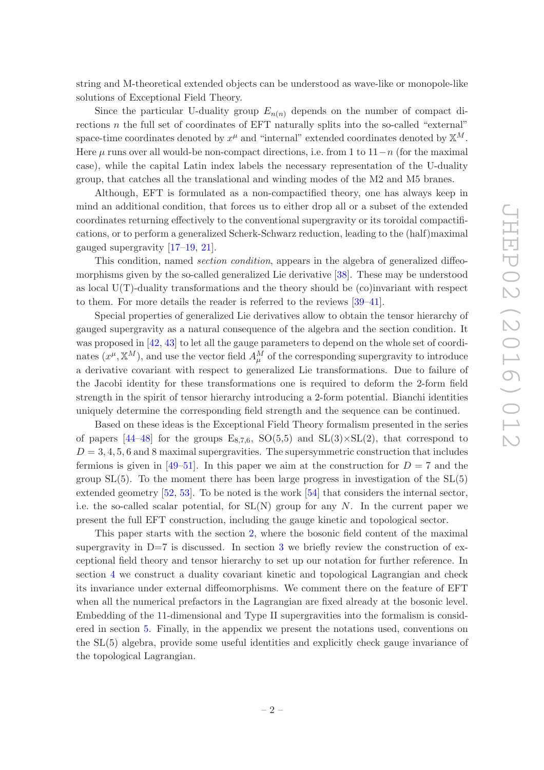string and M-theoretical extended objects can be understood as wave-like or monopole-like solutions of Exceptional Field Theory.

Since the particular U-duality group $E_{n(n)}$ depends on the number of compact directions $n$ the full set of coordinates of EFT naturally splits into the so-called "external" space-time coordinates denoted by $x^\mu$ and "internal" extended coordinates denoted by $\mathbb{X}^M$. Here $\mu$ runs over all would-be non-compact directions, i.e. from 1 to $11-n$ (for the maximal case), while the capital Latin index labels the necessary representation of the U-duality group, that catches all the translational and winding modes of the M2 and M5 branes.

Although, EFT is formulated as a non-compactified theory, one has always keep in mind an additional condition, that forces us to either drop all or a subset of the extended coordinates returning effectively to the conventional supergravity or its toroidal compactifications, or to perform a generalized Scherk-Schwarz reduction, leading to the (half)maximal gauged supergravity [17–19, 21].

This condition, named *section condition*, appears in the algebra of generalized diffeomorphisms given by the so-called generalized Lie derivative [38]. These may be understood as local U(T)-duality transformations and the theory should be (co)invariant with respect to them. For more details the reader is referred to the reviews [39–41].

Special properties of generalized Lie derivatives allow to obtain the tensor hierarchy of gauged supergravity as a natural consequence of the algebra and the section condition. It was proposed in [42, 43] to let all the gauge parameters to depend on the whole set of coordinates $(x^\mu, \mathbb{X}^M)$, and use the vector field $A_\mu^M$ of the corresponding supergravity to introduce a derivative covariant with respect to generalized Lie transformations. Due to failure of the Jacobi identity for these transformations one is required to deform the 2-form field strength in the spirit of tensor hierarchy introducing a 2-form potential. Bianchi identities uniquely determine the corresponding field strength and the sequence can be continued.

Based on these ideas is the Exceptional Field Theory formalism presented in the series of papers [44–48] for the groups $E_{8,7,6}$, SO(5,5) and SL(3)×SL(2), that correspond to $D = 3, 4, 5, 6$ and 8 maximal supergravities. The supersymmetric construction that includes fermions is given in [49–51]. In this paper we aim at the construction for $D = 7$ and the group SL(5). To the moment there has been large progress in investigation of the SL(5) extended geometry [52, 53]. To be noted is the work [54] that considers the internal sector, i.e. the so-called scalar potential, for SL(N) group for any $N$. In the current paper we present the full EFT construction, including the gauge kinetic and topological sector.

This paper starts with the section 2, where the bosonic field content of the maximal supergravity in D=7 is discussed. In section 3 we briefly review the construction of exceptional field theory and tensor hierarchy to set up our notation for further reference. In section 4 we construct a duality covariant kinetic and topological Lagrangian and check its invariance under external diffeomorphisms. We comment there on the feature of EFT when all the numerical prefactors in the Lagrangian are fixed already at the bosonic level. Embedding of the 11-dimensional and Type II supergravities into the formalism is considered in section 5. Finally, in the appendix we present the notations used, conventions on the SL(5) algebra, provide some useful identities and explicitly check gauge invariance of the topological Lagrangian.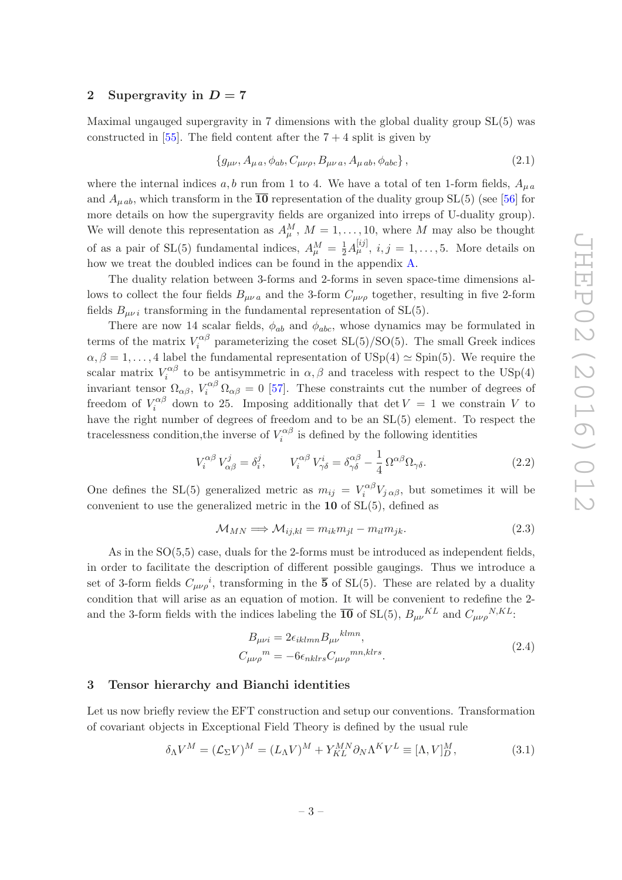## 2 Supergravity in $D = 7$

Maximal ungauged supergravity in 7 dimensions with the global duality group SL(5) was constructed in [55]. The field content after the $7 + 4$ split is given by

$$\{g_{\mu\nu}, A_{\mu\, a}, \phi_{ab}, C_{\mu\nu\rho}, B_{\mu\nu\, a}, A_{\mu\, ab}, \phi_{abc}\}\,, \tag{2.1}$$

where the internal indices $a, b$ run from 1 to 4. We have a total of ten 1-form fields, $A_{\mu\, a}$ and $A_{\mu\, ab}$, which transform in the $\overline{\mathbf{10}}$ representation of the duality group SL(5) (see [56] for more details on how the supergravity fields are organized into irreps of U-duality group). We will denote this representation as $A_\mu^M$, $M = 1, \ldots, 10$, where $M$ may also be thought of as a pair of SL(5) fundamental indices, $A_\mu^M = \frac{1}{2} A_\mu^{[ij]}$, $i, j = 1, \ldots, 5$. More details on how we treat the doubled indices can be found in the appendix A.

The duality relation between 3-forms and 2-forms in seven space-time dimensions allows to collect the four fields $B_{\mu\nu\, a}$ and the 3-form $C_{\mu\nu\rho}$ together, resulting in five 2-form fields $B_{\mu\nu\, i}$ transforming in the fundamental representation of SL(5).

There are now 14 scalar fields, $\phi_{ab}$ and $\phi_{abc}$, whose dynamics may be formulated in terms of the matrix $V_i^{\alpha\beta}$ parameterizing the coset SL(5)/SO(5). The small Greek indices $\alpha, \beta = 1, \ldots, 4$ label the fundamental representation of USp(4) $\simeq$ Spin(5). We require the scalar matrix $V_i^{\alpha\beta}$ to be antisymmetric in $\alpha, \beta$ and traceless with respect to the USp(4) invariant tensor $\Omega_{\alpha\beta}$, $V_i^{\alpha\beta}\,\Omega_{\alpha\beta} = 0$ [57]. These constraints cut the number of degrees of freedom of $V_i^{\alpha\beta}$ down to 25. Imposing additionally that $\det V = 1$ we constrain $V$ to have the right number of degrees of freedom and to be an SL(5) element. To respect the tracelessness condition,the inverse of $V_i^{\alpha\beta}$ is defined by the following identities

$$V_i^{\alpha\beta}\, V_{\alpha\beta}^j = \delta_i^j, \qquad V_i^{\alpha\beta}\, V_{\gamma\delta}^i = \delta_{\gamma\delta}^{\alpha\beta} - \frac{1}{4}\,\Omega^{\alpha\beta}\Omega_{\gamma\delta}. \tag{2.2}$$

One defines the SL(5) generalized metric as $m_{ij} = V_i^{\alpha\beta} V_{j\,\alpha\beta}$, but sometimes it will be convenient to use the generalized metric in the $\mathbf{10}$ of SL(5), defined as

$$\mathcal{M}_{MN} \Longrightarrow \mathcal{M}_{ij,kl} = m_{ik}m_{jl} - m_{il}m_{jk}. \tag{2.3}$$

As in the SO(5,5) case, duals for the 2-forms must be introduced as independent fields, in order to facilitate the description of different possible gaugings. Thus we introduce a set of 3-form fields $C_{\mu\nu\rho}{}^i$, transforming in the $\overline{\mathbf{5}}$ of SL(5). These are related by a duality condition that will arise as an equation of motion. It will be convenient to redefine the 2- and the 3-form fields with the indices labeling the $\overline{\mathbf{10}}$ of SL(5), $B_{\mu\nu}{}^{KL}$ and $C_{\mu\nu\rho}{}^{N,KL}$:

$$\begin{aligned} B_{\mu\nu i} &= 2\epsilon_{iklmn} B_{\mu\nu}{}^{klmn}, \\ C_{\mu\nu\rho}{}^m &= -6\epsilon_{nklrs} C_{\mu\nu\rho}{}^{mn,klrs}. \end{aligned} \tag{2.4}$$

## 3 Tensor hierarchy and Bianchi identities

Let us now briefly review the EFT construction and setup our conventions. Transformation of covariant objects in Exceptional Field Theory is defined by the usual rule

$$\delta_\Lambda V^M = (\mathcal{L}_\Sigma V)^M = (L_\Lambda V)^M + Y^{MN}_{KL}\partial_N \Lambda^K V^L \equiv [\Lambda, V]_D^M, \tag{3.1}$$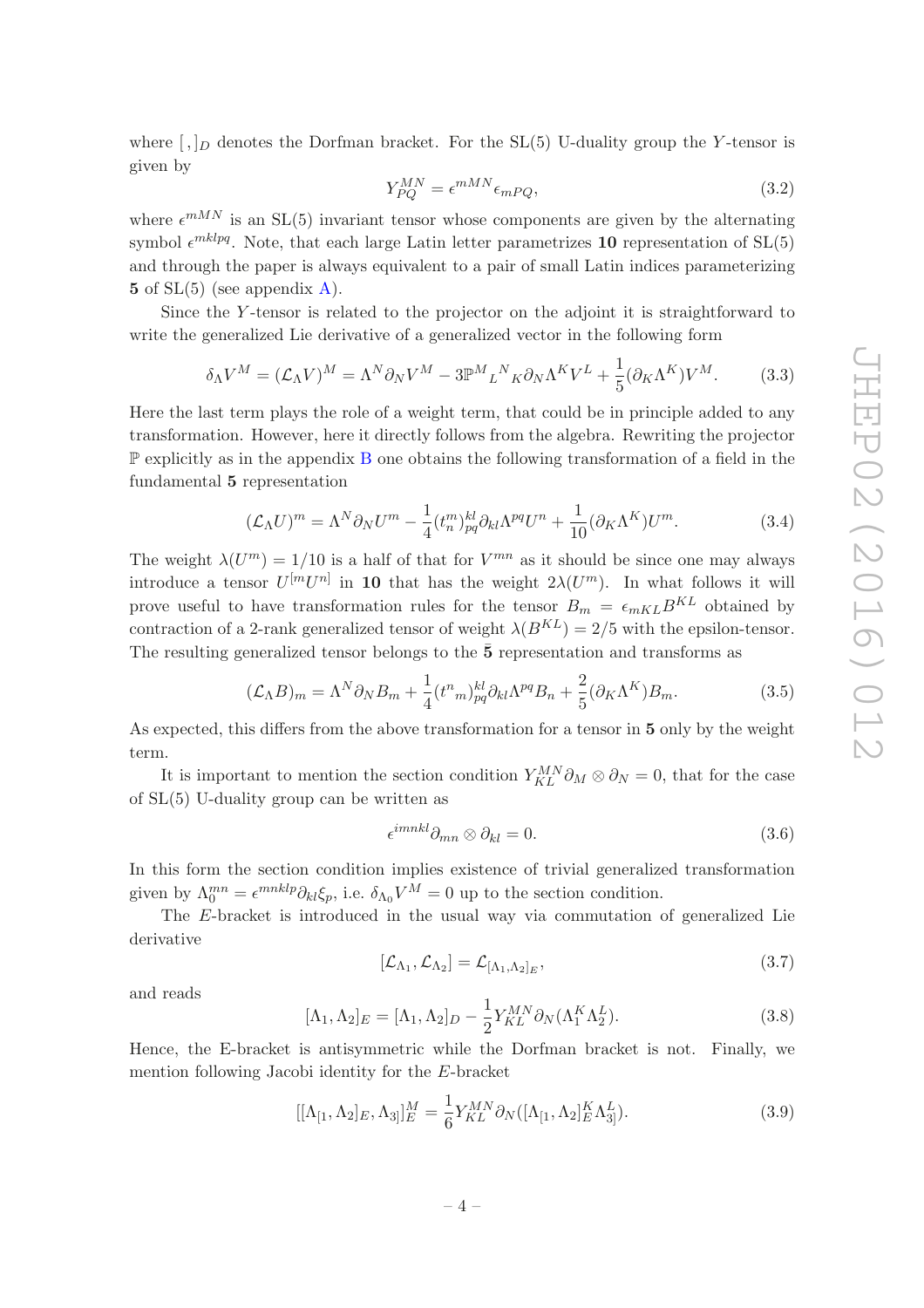where $[\,,]_D$ denotes the Dorfman bracket. For the SL(5) U-duality group the $Y$-tensor is given by

$$Y^{MN}_{PQ} = \epsilon^{mMN}\epsilon_{mPQ}, \tag{3.2}$$

where $\epsilon^{mMN}$ is an SL(5) invariant tensor whose components are given by the alternating symbol $\epsilon^{mklpq}$. Note, that each large Latin letter parametrizes **10** representation of SL(5) and through the paper is always equivalent to a pair of small Latin indices parameterizing **5** of SL(5) (see appendix A).

Since the $Y$-tensor is related to the projector on the adjoint it is straightforward to write the generalized Lie derivative of a generalized vector in the following form

$$\delta_\Lambda V^M = (\mathcal{L}_\Lambda V)^M = \Lambda^N \partial_N V^M - 3\mathbb{P}^M{}_L{}^N{}_K \partial_N \Lambda^K V^L + \frac{1}{5}(\partial_K \Lambda^K) V^M. \tag{3.3}$$

Here the last term plays the role of a weight term, that could be in principle added to any transformation. However, here it directly follows from the algebra. Rewriting the projector $\mathbb{P}$ explicitly as in the appendix B one obtains the following transformation of a field in the fundamental **5** representation

$$(\mathcal{L}_\Lambda U)^m = \Lambda^N \partial_N U^m - \frac{1}{4}(t^m_n)^{kl}_{pq}\partial_{kl}\Lambda^{pq}U^n + \frac{1}{10}(\partial_K \Lambda^K)U^m. \tag{3.4}$$

The weight $\lambda(U^m) = 1/10$ is a half of that for $V^{mn}$ as it should be since one may always introduce a tensor $U^{[m}U^{n]}$ in **10** that has the weight $2\lambda(U^m)$. In what follows it will prove useful to have transformation rules for the tensor $B_m = \epsilon_{mKL}B^{KL}$ obtained by contraction of a 2-rank generalized tensor of weight $\lambda(B^{KL}) = 2/5$ with the epsilon-tensor. The resulting generalized tensor belongs to the $\bar{\mathbf{5}}$ representation and transforms as

$$(\mathcal{L}_\Lambda B)_m = \Lambda^N \partial_N B_m + \frac{1}{4}(t^n{}_m)^{kl}_{pq}\partial_{kl}\Lambda^{pq}B_n + \frac{2}{5}(\partial_K \Lambda^K)B_m. \tag{3.5}$$

As expected, this differs from the above transformation for a tensor in **5** only by the weight term.

It is important to mention the section condition $Y^{MN}_{KL}\partial_M \otimes \partial_N = 0$, that for the case of SL(5) U-duality group can be written as

$$\epsilon^{imnkl}\partial_{mn} \otimes \partial_{kl} = 0. \tag{3.6}$$

In this form the section condition implies existence of trivial generalized transformation given by $\Lambda_0^{mn} = \epsilon^{mnklp}\partial_{kl}\xi_p$, i.e. $\delta_{\Lambda_0}V^M = 0$ up to the section condition.

The $E$-bracket is introduced in the usual way via commutation of generalized Lie derivative

$$[\mathcal{L}_{\Lambda_1}, \mathcal{L}_{\Lambda_2}] = \mathcal{L}_{[\Lambda_1,\Lambda_2]_E}, \tag{3.7}$$

and reads

$$[\Lambda_1, \Lambda_2]_E = [\Lambda_1, \Lambda_2]_D - \frac{1}{2}Y^{MN}_{KL}\partial_N(\Lambda_1^K \Lambda_2^L). \tag{3.8}$$

Hence, the E-bracket is antisymmetric while the Dorfman bracket is not. Finally, we mention following Jacobi identity for the $E$-bracket

$$[[\Lambda_{[1}, \Lambda_2]_E, \Lambda_{3]}]^M_E = \frac{1}{6}Y^{MN}_{KL}\partial_N([\Lambda_{[1}, \Lambda_2]^K_E \Lambda^L_{3]}). \tag{3.9}$$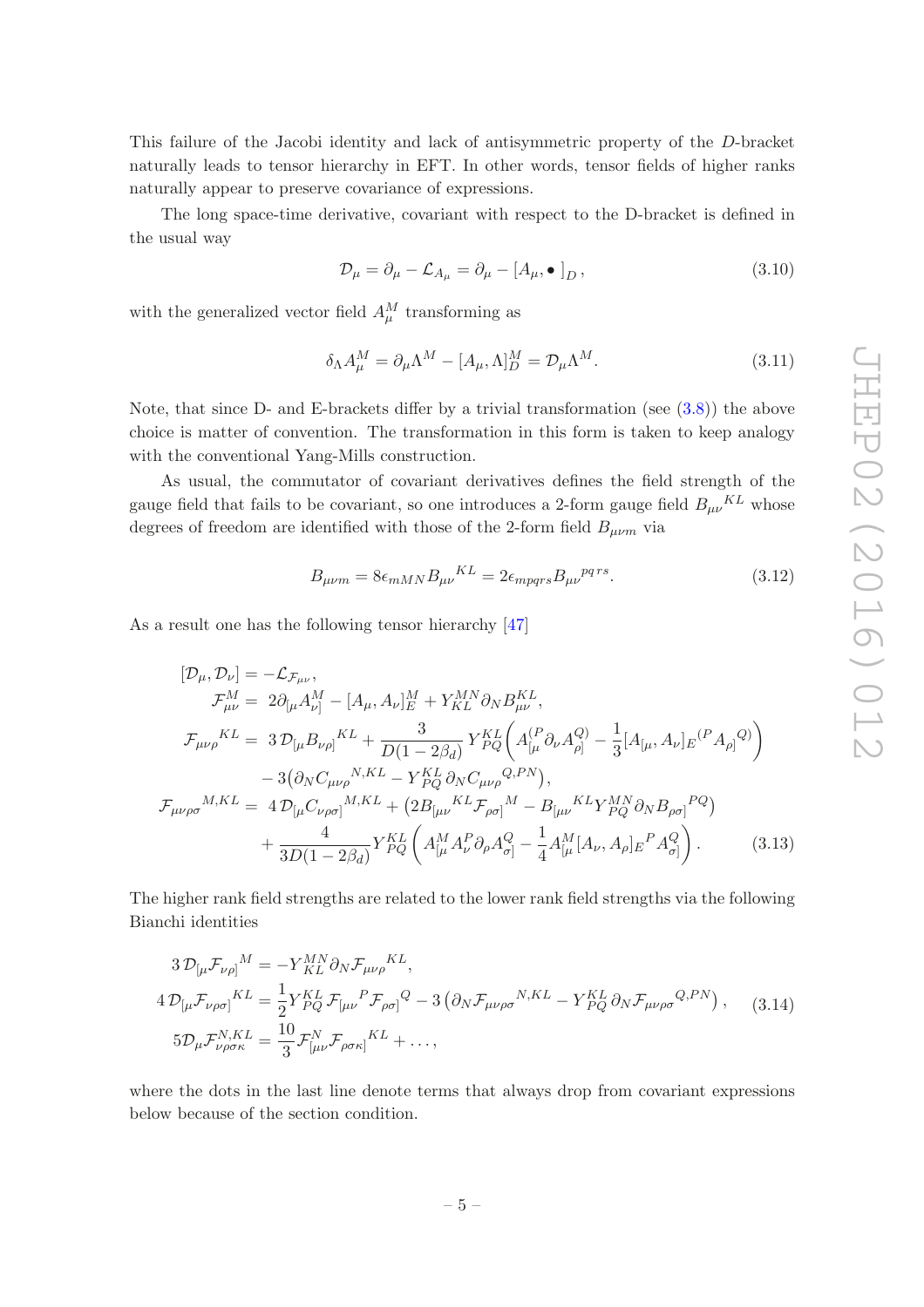This failure of the Jacobi identity and lack of antisymmetric property of the $D$-bracket naturally leads to tensor hierarchy in EFT. In other words, tensor fields of higher ranks naturally appear to preserve covariance of expressions.

The long space-time derivative, covariant with respect to the D-bracket is defined in the usual way

$$\mathcal{D}_\mu = \partial_\mu - \mathcal{L}_{A_\mu} = \partial_\mu - [A_\mu, \bullet\, ]_D\,, \tag{3.10}$$

with the generalized vector field $A_\mu^M$ transforming as

$$\delta_\Lambda A_\mu^M = \partial_\mu \Lambda^M - [A_\mu, \Lambda]_D^M = \mathcal{D}_\mu \Lambda^M. \tag{3.11}$$

Note, that since D- and E-brackets differ by a trivial transformation (see (3.8)) the above choice is matter of convention. The transformation in this form is taken to keep analogy with the conventional Yang-Mills construction.

As usual, the commutator of covariant derivatives defines the field strength of the gauge field that fails to be covariant, so one introduces a 2-form gauge field $B_{\mu\nu}{}^{KL}$ whose degrees of freedom are identified with those of the 2-form field $B_{\mu\nu m}$ via

$$B_{\mu\nu m} = 8\epsilon_{mMN} B_{\mu\nu}{}^{KL} = 2\epsilon_{mpqrs} B_{\mu\nu}{}^{pqrs}. \tag{3.12}$$

As a result one has the following tensor hierarchy [47]

$$\begin{aligned}
[\mathcal{D}_\mu, \mathcal{D}_\nu] &= -\mathcal{L}_{\mathcal{F}_{\mu\nu}},\\
\mathcal{F}^M_{\mu\nu} &= \ 2\partial_{[\mu} A^M_{\nu]} - [A_\mu, A_\nu]^M_E + Y^{MN}_{KL}\partial_N B^{KL}_{\mu\nu},\\
\mathcal{F}_{\mu\nu\rho}{}^{KL} &= \ 3\,\mathcal{D}_{[\mu} B_{\nu\rho]}{}^{KL} + \frac{3}{D(1-2\beta_d)}\, Y^{KL}_{PQ}\Big( A^{(P}_{[\mu}\partial_\nu A^{Q)}_{\rho]} - \frac{1}{3}[A_{[\mu}, A_\nu]_E{}^{(P} A_{\rho]}{}^{Q)}\Big)\\
&\quad - 3\big(\partial_N C_{\mu\nu\rho}{}^{N,KL} - Y^{KL}_{PQ}\,\partial_N C_{\mu\nu\rho}{}^{Q,PN}\big),\\
\mathcal{F}_{\mu\nu\rho\sigma}{}^{M,KL} &= \ 4\,\mathcal{D}_{[\mu} C_{\nu\rho\sigma]}{}^{M,KL} + \big(2B_{[\mu\nu}{}^{KL}\mathcal{F}_{\rho\sigma]}{}^M - B_{[\mu\nu}{}^{KL} Y^{MN}_{PQ}\partial_N B_{\rho\sigma]}{}^{PQ}\big)\\
&\quad + \frac{4}{3D(1-2\beta_d)} Y^{KL}_{PQ}\left( A^M_{[\mu} A^P_\nu \partial_\rho A^Q_{\sigma]} - \frac{1}{4} A^M_{[\mu}[A_\nu, A_\rho]_E{}^P A^Q_{\sigma]}\right).
\end{aligned} \tag{3.13}$$

The higher rank field strengths are related to the lower rank field strengths via the following Bianchi identities

$$\begin{aligned}
3\,\mathcal{D}_{[\mu}\mathcal{F}_{\nu\rho]}{}^M &= -Y^{MN}_{KL}\partial_N \mathcal{F}_{\mu\nu\rho}{}^{KL},\\
4\,\mathcal{D}_{[\mu}\mathcal{F}_{\nu\rho\sigma]}{}^{KL} &= \frac{1}{2} Y^{KL}_{PQ}\,\mathcal{F}_{[\mu\nu}{}^P\mathcal{F}_{\rho\sigma]}{}^Q - 3\left(\partial_N \mathcal{F}_{\mu\nu\rho\sigma}{}^{N,KL} - Y^{KL}_{PQ}\,\partial_N \mathcal{F}_{\mu\nu\rho\sigma}{}^{Q,PN}\right),\\
5\mathcal{D}_\mu \mathcal{F}^{N,KL}_{\nu\rho\sigma\kappa} &= \frac{10}{3}\mathcal{F}^N_{[\mu\nu}\mathcal{F}_{\rho\sigma\kappa]}{}^{KL} + \ldots,
\end{aligned} \tag{3.14}$$

where the dots in the last line denote terms that always drop from covariant expressions below because of the section condition.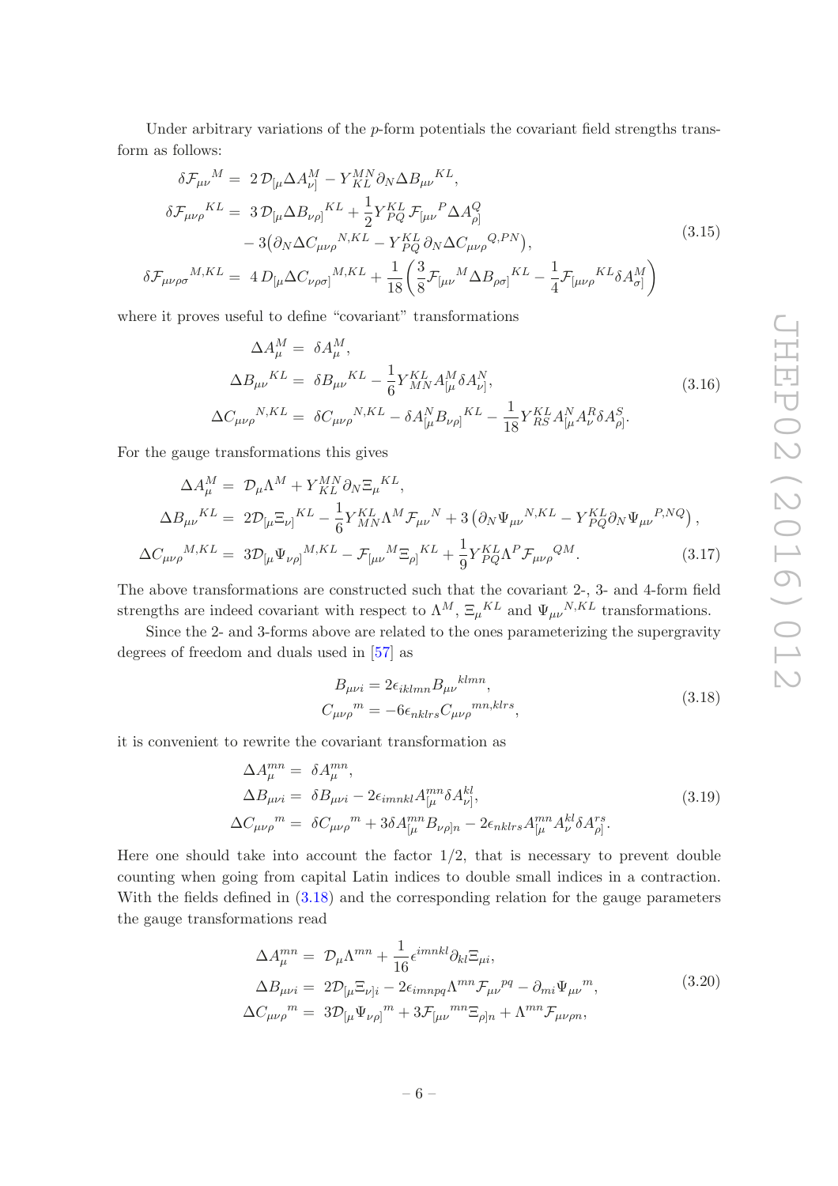Under arbitrary variations of the $p$-form potentials the covariant field strengths transform as follows:

$$
\begin{aligned}
\delta \mathcal{F}_{\mu\nu}{}^{M} &= 2\,\mathcal{D}_{[\mu}\Delta A_{\nu]}^{M} - Y^{MN}_{KL}\partial_N \Delta B_{\mu\nu}{}^{KL},\\
\delta \mathcal{F}_{\mu\nu\rho}{}^{KL} &= 3\,\mathcal{D}_{[\mu}\Delta B_{\nu\rho]}{}^{KL} + \frac{1}{2}Y^{KL}_{PQ}\,\mathcal{F}_{[\mu\nu}{}^{P}\Delta A^{Q}_{\rho]}\\
&\quad - 3\big(\partial_N \Delta C_{\mu\nu\rho}{}^{N,KL} - Y^{KL}_{PQ}\,\partial_N \Delta C_{\mu\nu\rho}{}^{Q,PN}\big),\\
\delta \mathcal{F}_{\mu\nu\rho\sigma}{}^{M,KL} &= 4\,D_{[\mu}\Delta C_{\nu\rho\sigma]}{}^{M,KL} + \frac{1}{18}\bigg(\frac{3}{8}\mathcal{F}_{[\mu\nu}{}^{M}\Delta B_{\rho\sigma]}{}^{KL} - \frac{1}{4}\mathcal{F}_{[\mu\nu\rho}{}^{KL}\delta A^{M}_{\sigma]}\bigg)
\end{aligned}
\tag{3.15}
$$

where it proves useful to define "covariant" transformations

$$
\begin{aligned}
\Delta A^{M}_{\mu} &= \delta A^{M}_{\mu},\\
\Delta B_{\mu\nu}{}^{KL} &= \delta B_{\mu\nu}{}^{KL} - \frac{1}{6}Y^{KL}_{MN}A^{M}_{[\mu}\delta A^{N}_{\nu]},\\
\Delta C_{\mu\nu\rho}{}^{N,KL} &= \delta C_{\mu\nu\rho}{}^{N,KL} - \delta A^{N}_{[\mu}B_{\nu\rho]}{}^{KL} - \frac{1}{18}Y^{KL}_{RS}A^{N}_{[\mu}A^{R}_{\nu}\delta A^{S}_{\rho]}.
\end{aligned}
\tag{3.16}
$$

For the gauge transformations this gives

$$
\begin{aligned}
\Delta A^{M}_{\mu} &= \mathcal{D}_{\mu}\Lambda^{M} + Y^{MN}_{KL}\partial_N \Xi_{\mu}{}^{KL},\\
\Delta B_{\mu\nu}{}^{KL} &= 2\mathcal{D}_{[\mu}\Xi_{\nu]}{}^{KL} - \frac{1}{6}Y^{KL}_{MN}\Lambda^{M}\mathcal{F}_{\mu\nu}{}^{N} + 3\left(\partial_N \Psi_{\mu\nu}{}^{N,KL} - Y^{KL}_{PQ}\partial_N \Psi_{\mu\nu}{}^{P,NQ}\right),\\
\Delta C_{\mu\nu\rho}{}^{M,KL} &= 3\mathcal{D}_{[\mu}\Psi_{\nu\rho]}{}^{M,KL} - \mathcal{F}_{[\mu\nu}{}^{M}\Xi_{\rho]}{}^{KL} + \frac{1}{9}Y^{KL}_{PQ}\Lambda^{P}\mathcal{F}_{\mu\nu\rho}{}^{QM}.
\end{aligned}
\tag{3.17}
$$

The above transformations are constructed such that the covariant 2-, 3- and 4-form field strengths are indeed covariant with respect to $\Lambda^M$, $\Xi_\mu{}^{KL}$ and $\Psi_{\mu\nu}{}^{N,KL}$ transformations.

Since the 2- and 3-forms above are related to the ones parameterizing the supergravity degrees of freedom and duals used in [57] as

$$
\begin{aligned}
B_{\mu\nu i} &= 2\epsilon_{iklmn}B_{\mu\nu}{}^{klmn},\\
C_{\mu\nu\rho}{}^{m} &= -6\epsilon_{nklrs}C_{\mu\nu\rho}{}^{mn,klrs},
\end{aligned}
\tag{3.18}
$$

it is convenient to rewrite the covariant transformation as

$$
\begin{aligned}
\Delta A^{mn}_{\mu} &= \delta A^{mn}_{\mu},\\
\Delta B_{\mu\nu i} &= \delta B_{\mu\nu i} - 2\epsilon_{imnkl}A^{mn}_{[\mu}\delta A^{kl}_{\nu]},\\
\Delta C_{\mu\nu\rho}{}^{m} &= \delta C_{\mu\nu\rho}{}^{m} + 3\delta A^{mn}_{[\mu}B_{\nu\rho]n} - 2\epsilon_{nklrs}A^{mn}_{[\mu}A^{kl}_{\nu}\delta A^{rs}_{\rho]}.
\end{aligned}
\tag{3.19}
$$

Here one should take into account the factor 1/2, that is necessary to prevent double counting when going from capital Latin indices to double small indices in a contraction. With the fields defined in (3.18) and the corresponding relation for the gauge parameters the gauge transformations read

$$
\begin{aligned}
\Delta A^{mn}_{\mu} &= \mathcal{D}_{\mu}\Lambda^{mn} + \frac{1}{16}\epsilon^{imnkl}\partial_{kl}\Xi_{\mu i},\\
\Delta B_{\mu\nu i} &= 2\mathcal{D}_{[\mu}\Xi_{\nu]i} - 2\epsilon_{imnpq}\Lambda^{mn}\mathcal{F}_{\mu\nu}{}^{pq} - \partial_{mi}\Psi_{\mu\nu}{}^{m},\\
\Delta C_{\mu\nu\rho}{}^{m} &= 3\mathcal{D}_{[\mu}\Psi_{\nu\rho]}{}^{m} + 3\mathcal{F}_{[\mu\nu}{}^{mn}\Xi_{\rho]n} + \Lambda^{mn}\mathcal{F}_{\mu\nu\rho n},
\end{aligned}
\tag{3.20}
$$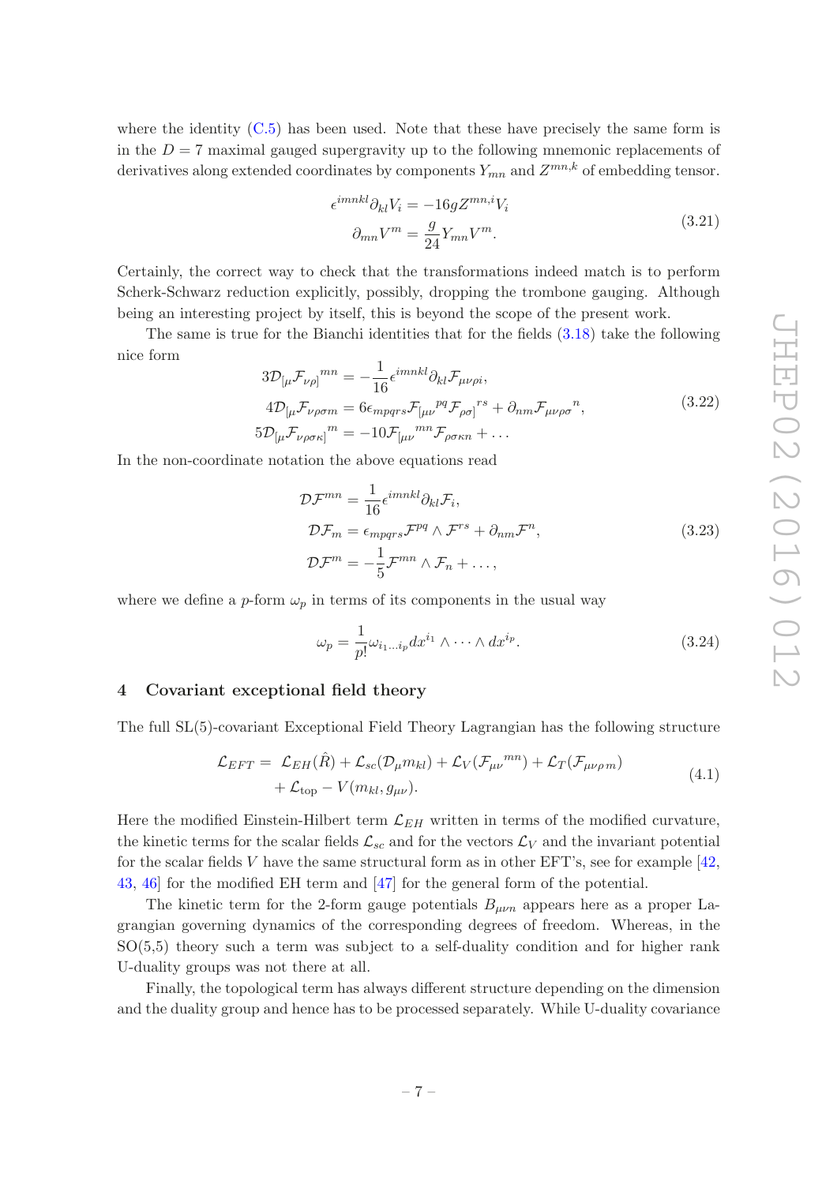where the identity (C.5) has been used. Note that these have precisely the same form is in the $D = 7$ maximal gauged supergravity up to the following mnemonic replacements of derivatives along extended coordinates by components $Y_{mn}$ and $Z^{mn,k}$ of embedding tensor.

$$
\begin{aligned}
\epsilon^{imnkl}\partial_{kl}V_i &= -16gZ^{mn,i}V_i \\
\partial_{mn}V^m &= \frac{g}{24}Y_{mn}V^m.
\end{aligned}
\tag{3.21}
$$

Certainly, the correct way to check that the transformations indeed match is to perform Scherk-Schwarz reduction explicitly, possibly, dropping the trombone gauging. Although being an interesting project by itself, this is beyond the scope of the present work.

The same is true for the Bianchi identities that for the fields (3.18) take the following nice form

$$
\begin{aligned}
3\mathcal{D}_{[\mu}\mathcal{F}_{\nu\rho]}{}^{mn} &= -\frac{1}{16}\epsilon^{imnkl}\partial_{kl}\mathcal{F}_{\mu\nu\rho i}, \\
4\mathcal{D}_{[\mu}\mathcal{F}_{\nu\rho\sigma m} &= 6\epsilon_{mpqrs}\mathcal{F}_{[\mu\nu}{}^{pq}\mathcal{F}_{\rho\sigma]}{}^{rs} + \partial_{nm}\mathcal{F}_{\mu\nu\rho\sigma}{}^{n}, \\
5\mathcal{D}_{[\mu}\mathcal{F}_{\nu\rho\sigma\kappa]}{}^{m} &= -10\mathcal{F}_{[\mu\nu}{}^{mn}\mathcal{F}_{\rho\sigma\kappa n} + \dots
\end{aligned}
\tag{3.22}
$$

In the non-coordinate notation the above equations read

$$
\begin{aligned}
\mathcal{D}\mathcal{F}^{mn} &= \frac{1}{16}\epsilon^{imnkl}\partial_{kl}\mathcal{F}_i, \\
\mathcal{D}\mathcal{F}_m &= \epsilon_{mpqrs}\mathcal{F}^{pq}\wedge\mathcal{F}^{rs} + \partial_{nm}\mathcal{F}^n, \\
\mathcal{D}\mathcal{F}^m &= -\frac{1}{5}\mathcal{F}^{mn}\wedge\mathcal{F}_n + \dots,
\end{aligned}
\tag{3.23}
$$

where we define a $p$-form $\omega_p$ in terms of its components in the usual way

$$
\omega_p = \frac{1}{p!}\omega_{i_1\dots i_p}dx^{i_1}\wedge\dots\wedge dx^{i_p}.
\tag{3.24}
$$

## 4 Covariant exceptional field theory

The full SL(5)-covariant Exceptional Field Theory Lagrangian has the following structure

$$
\begin{aligned}
\mathcal{L}_{EFT} = \; & \mathcal{L}_{EH}(\hat{R}) + \mathcal{L}_{sc}(\mathcal{D}_\mu m_{kl}) + \mathcal{L}_V(\mathcal{F}_{\mu\nu}{}^{mn}) + \mathcal{L}_T(\mathcal{F}_{\mu\nu\rho m}) \\
& + \mathcal{L}_{\text{top}} - V(m_{kl}, g_{\mu\nu}).
\end{aligned}
\tag{4.1}
$$

Here the modified Einstein-Hilbert term $\mathcal{L}_{EH}$ written in terms of the modified curvature, the kinetic terms for the scalar fields $\mathcal{L}_{sc}$ and for the vectors $\mathcal{L}_V$ and the invariant potential for the scalar fields $V$ have the same structural form as in other EFT's, see for example [42, 43, 46] for the modified EH term and [47] for the general form of the potential.

The kinetic term for the 2-form gauge potentials $B_{\mu\nu n}$ appears here as a proper Lagrangian governing dynamics of the corresponding degrees of freedom. Whereas, in the SO(5,5) theory such a term was subject to a self-duality condition and for higher rank U-duality groups was not there at all.

Finally, the topological term has always different structure depending on the dimension and the duality group and hence has to be processed separately. While U-duality covariance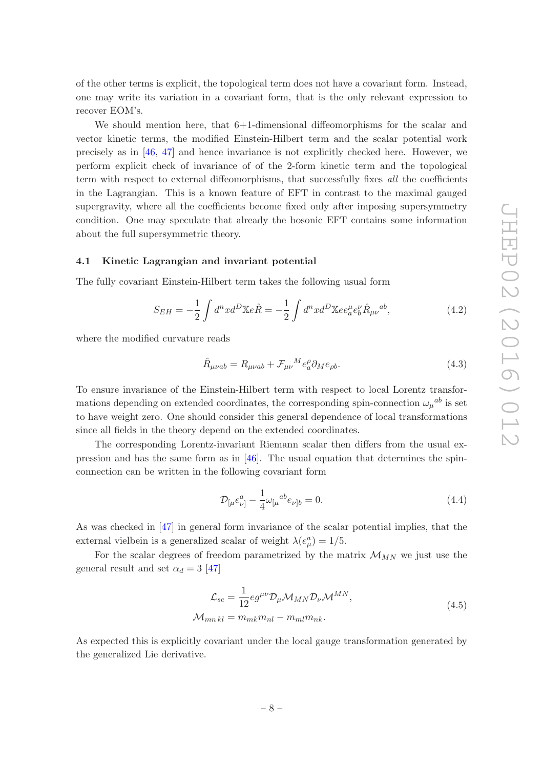of the other terms is explicit, the topological term does not have a covariant form. Instead, one may write its variation in a covariant form, that is the only relevant expression to recover EOM's.

We should mention here, that 6+1-dimensional diffeomorphisms for the scalar and vector kinetic terms, the modified Einstein-Hilbert term and the scalar potential work precisely as in [46, 47] and hence invariance is not explicitly checked here. However, we perform explicit check of invariance of of the 2-form kinetic term and the topological term with respect to external diffeomorphisms, that successfully fixes *all* the coefficients in the Lagrangian. This is a known feature of EFT in contrast to the maximal gauged supergravity, where all the coefficients become fixed only after imposing supersymmetry condition. One may speculate that already the bosonic EFT contains some information about the full supersymmetric theory.

### 4.1 Kinetic Lagrangian and invariant potential

The fully covariant Einstein-Hilbert term takes the following usual form

$$S_{EH} = -\frac{1}{2}\int d^n x d^D \mathbb{X} e \hat{R} = -\frac{1}{2}\int d^n x d^D \mathbb{X} e e_a^\mu e_b^\nu \hat{R}_{\mu\nu}{}^{ab}, \tag{4.2}$$

where the modified curvature reads

$$\hat{R}_{\mu\nu ab} = R_{\mu\nu ab} + \mathcal{F}_{\mu\nu}{}^M e_a^\rho \partial_M e_{\rho b}. \tag{4.3}$$

To ensure invariance of the Einstein-Hilbert term with respect to local Lorentz transformations depending on extended coordinates, the corresponding spin-connection $\omega_\mu{}^{ab}$ is set to have weight zero. One should consider this general dependence of local transformations since all fields in the theory depend on the extended coordinates.

The corresponding Lorentz-invariant Riemann scalar then differs from the usual expression and has the same form as in [46]. The usual equation that determines the spin-connection can be written in the following covariant form

$$\mathcal{D}_{[\mu} e_{\nu]}^a - \frac{1}{4}\omega_{[\mu}{}^{ab} e_{\nu]b} = 0. \tag{4.4}$$

As was checked in [47] in general form invariance of the scalar potential implies, that the external vielbein is a generalized scalar of weight $\lambda(e_\mu^a) = 1/5$.

For the scalar degrees of freedom parametrized by the matrix $\mathcal{M}_{MN}$ we just use the general result and set $\alpha_d = 3$ [47]

$$\begin{aligned}
&\mathcal{L}_{sc} = \frac{1}{12} e g^{\mu\nu} \mathcal{D}_\mu \mathcal{M}_{MN} \mathcal{D}_\nu \mathcal{M}^{MN}, \\
&\mathcal{M}_{mn\,kl} = m_{mk} m_{nl} - m_{ml} m_{nk}.
\end{aligned} \tag{4.5}$$

As expected this is explicitly covariant under the local gauge transformation generated by the generalized Lie derivative.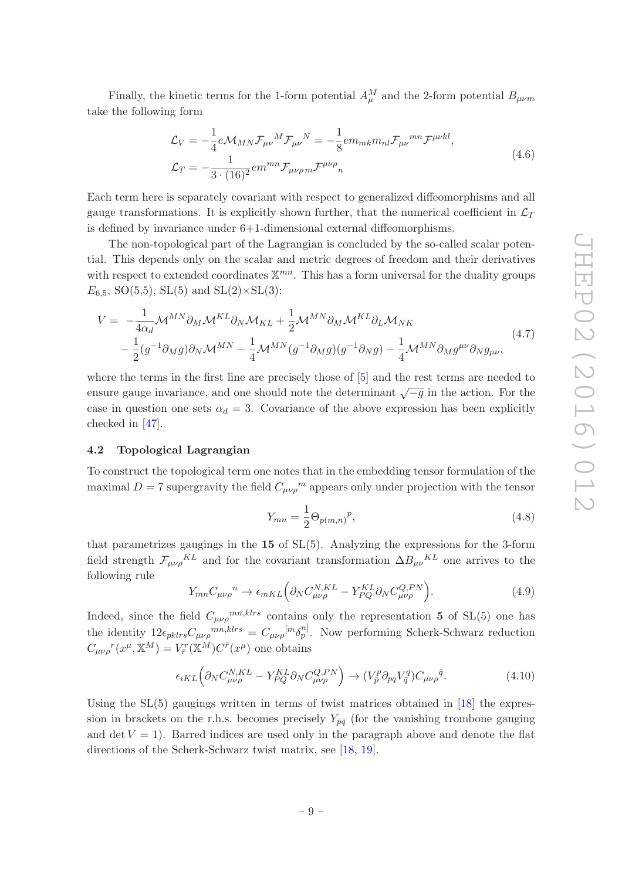Finally, the kinetic terms for the 1-form potential $A_\mu^M$ and the 2-form potential $B_{\mu\nu m}$ take the following form

$$
\begin{aligned}
\mathcal{L}_V &= -\frac{1}{4} e \mathcal{M}_{MN} \mathcal{F}_{\mu\nu}{}^M \mathcal{F}_{\mu\nu}{}^N = -\frac{1}{8} e m_{mk} m_{nl} \mathcal{F}_{\mu\nu}{}^{mn} \mathcal{F}^{\mu\nu kl}, \\
\mathcal{L}_T &= -\frac{1}{3\cdot(16)^2} e m^{mn} \mathcal{F}_{\mu\nu\rho\, m} \mathcal{F}^{\mu\nu\rho}{}_n
\end{aligned}
\tag{4.6}
$$

Each term here is separately covariant with respect to generalized diffeomorphisms and all gauge transformations. It is explicitly shown further, that the numerical coefficient in $\mathcal{L}_T$ is defined by invariance under 6+1-dimensional external diffeomorphisms.

The non-topological part of the Lagrangian is concluded by the so-called scalar potential. This depends only on the scalar and metric degrees of freedom and their derivatives with respect to extended coordinates $\mathbb{X}^{mn}$. This has a form universal for the duality groups $E_{6,5}$, SO(5,5), SL(5) and SL(2)$\times$SL(3):

$$
\begin{aligned}
V = & -\frac{1}{4\alpha_d} \mathcal{M}^{MN} \partial_M \mathcal{M}^{KL} \partial_N \mathcal{M}_{KL} + \frac{1}{2} \mathcal{M}^{MN} \partial_M \mathcal{M}^{KL} \partial_L \mathcal{M}_{NK} \\
& - \frac{1}{2} (g^{-1} \partial_M g) \partial_N \mathcal{M}^{MN} - \frac{1}{4} \mathcal{M}^{MN} (g^{-1} \partial_M g)(g^{-1} \partial_N g) - \frac{1}{4} \mathcal{M}^{MN} \partial_M g^{\mu\nu} \partial_N g_{\mu\nu},
\end{aligned}
\tag{4.7}
$$

where the terms in the first line are precisely those of [5] and the rest terms are needed to ensure gauge invariance, and one should note the determinant $\sqrt{-g}$ in the action. For the case in question one sets $\alpha_d = 3$. Covariance of the above expression has been explicitly checked in [47].

### 4.2 Topological Lagrangian

To construct the topological term one notes that in the embedding tensor formulation of the maximal $D = 7$ supergravity the field $C_{\mu\nu\rho}{}^m$ appears only under projection with the tensor

$$
Y_{mn} = \frac{1}{2} \Theta_{p(m,n)}{}^p,
\tag{4.8}
$$

that parametrizes gaugings in the **15** of SL(5). Analyzing the expressions for the 3-form field strength $\mathcal{F}_{\mu\nu\rho}{}^{KL}$ and for the covariant transformation $\Delta B_{\mu\nu}{}^{KL}$ one arrives to the following rule

$$
Y_{mn} C_{\mu\nu\rho}{}^n \to \epsilon_{mKL} \Big( \partial_N C_{\mu\nu\rho}^{N,KL} - Y_{PQ}^{KL} \partial_N C_{\mu\nu\rho}^{Q,PN} \Big).
\tag{4.9}
$$

Indeed, since the field $C_{\mu\nu\rho}{}^{mn,klrs}$ contains only the representation **5** of SL(5) one has the identity $12 \epsilon_{pklrs} C_{\mu\nu\rho}{}^{mn,klrs} = C_{\mu\nu\rho}{}^{[m} \delta_p^{n]}$. Now performing Scherk-Schwarz reduction $C_{\mu\nu\rho}{}^r(x^\mu, \mathbb{X}^M) = V_{\bar r}^r(\mathbb{X}^M) C^{\bar r}(x^\mu)$ one obtains

$$
\epsilon_{iKL} \Big( \partial_N C_{\mu\nu\rho}^{N,KL} - Y_{PQ}^{KL} \partial_N C_{\mu\nu\rho}^{Q,PN} \Big) \to (V_{\bar p}^p \partial_{pq} V_{\bar q}^q) C_{\mu\nu\rho}{}^{\bar q}.
\tag{4.10}
$$

Using the SL(5) gaugings written in terms of twist matrices obtained in [18] the expression in brackets on the r.h.s. becomes precisely $Y_{\bar p \bar q}$ (for the vanishing trombone gauging and $\det V = 1$). Barred indices are used only in the paragraph above and denote the flat directions of the Scherk-Schwarz twist matrix, see [18, 19].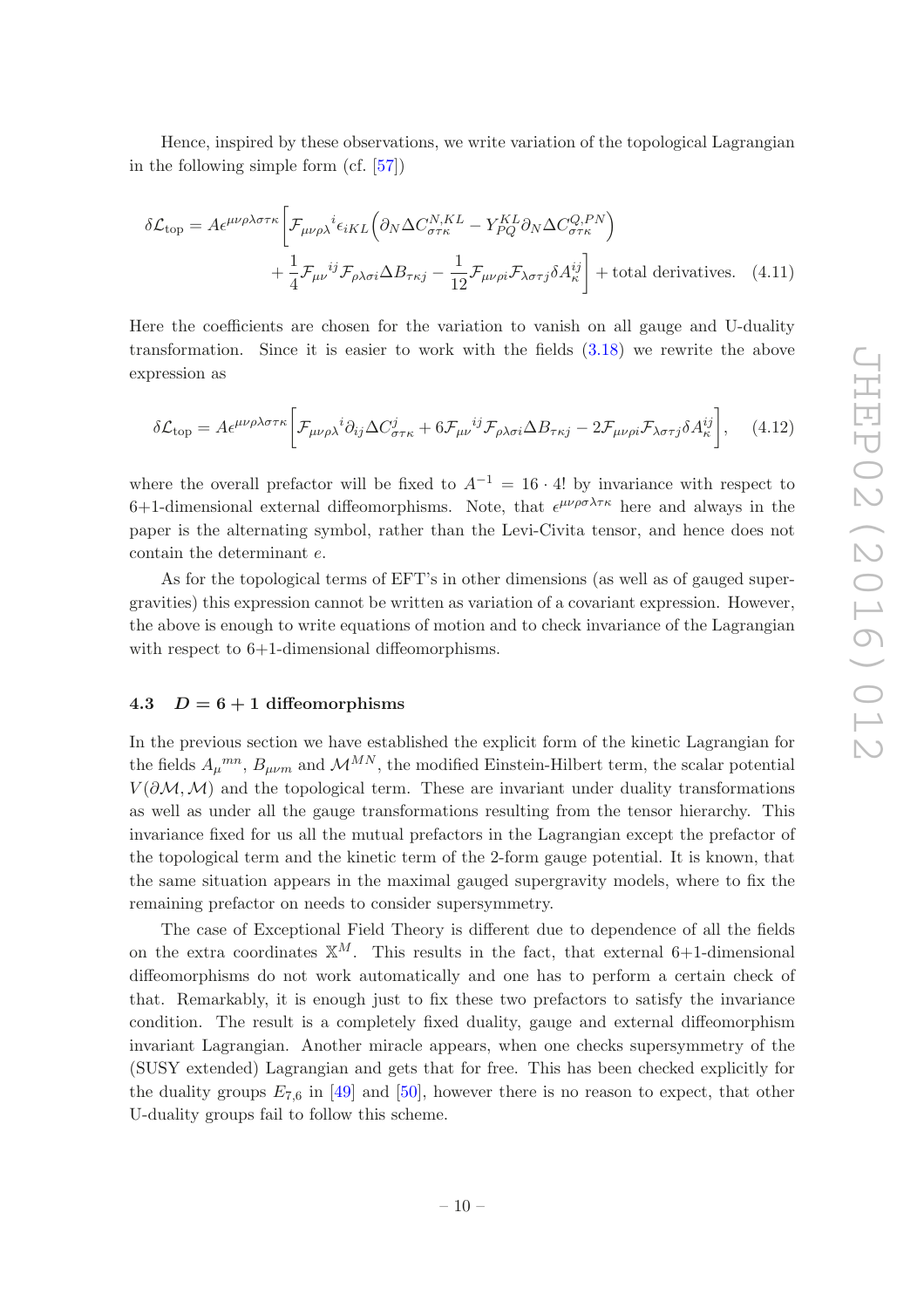Hence, inspired by these observations, we write variation of the topological Lagrangian in the following simple form (cf. [57])

$$\delta \mathcal{L}_{\rm top} = A\epsilon^{\mu\nu\rho\lambda\sigma\tau\kappa}\bigg[\mathcal{F}_{\mu\nu\rho\lambda}{}^{i}\epsilon_{iKL}\Big(\partial_N \Delta C^{N,KL}_{\sigma\tau\kappa} - Y^{KL}_{PQ}\partial_N \Delta C^{Q,PN}_{\sigma\tau\kappa}\Big) + \frac{1}{4}\mathcal{F}_{\mu\nu}{}^{ij}\mathcal{F}_{\rho\lambda\sigma i}\Delta B_{\tau\kappa j} - \frac{1}{12}\mathcal{F}_{\mu\nu\rho i}\mathcal{F}_{\lambda\sigma\tau j}\delta A^{ij}_{\kappa}\bigg] + \text{total derivatives.} \tag{4.11}$$

Here the coefficients are chosen for the variation to vanish on all gauge and U-duality transformation. Since it is easier to work with the fields (3.18) we rewrite the above expression as

$$\delta \mathcal{L}_{\rm top} = A\epsilon^{\mu\nu\rho\lambda\sigma\tau\kappa}\bigg[\mathcal{F}_{\mu\nu\rho\lambda}{}^{i}\partial_{ij}\Delta C^{j}_{\sigma\tau\kappa} + 6\mathcal{F}_{\mu\nu}{}^{ij}\mathcal{F}_{\rho\lambda\sigma i}\Delta B_{\tau\kappa j} - 2\mathcal{F}_{\mu\nu\rho i}\mathcal{F}_{\lambda\sigma\tau j}\delta A^{ij}_{\kappa}\bigg], \tag{4.12}$$

where the overall prefactor will be fixed to $A^{-1} = 16 \cdot 4!$ by invariance with respect to 6+1-dimensional external diffeomorphisms. Note, that $\epsilon^{\mu\nu\rho\sigma\lambda\tau\kappa}$ here and always in the paper is the alternating symbol, rather than the Levi-Civita tensor, and hence does not contain the determinant $e$.

As for the topological terms of EFT's in other dimensions (as well as of gauged supergravities) this expression cannot be written as variation of a covariant expression. However, the above is enough to write equations of motion and to check invariance of the Lagrangian with respect to 6+1-dimensional diffeomorphisms.

### 4.3 $D = 6 + 1$ diffeomorphisms

In the previous section we have established the explicit form of the kinetic Lagrangian for the fields $A_\mu{}^{mn}$, $B_{\mu\nu m}$ and $\mathcal{M}^{MN}$, the modified Einstein-Hilbert term, the scalar potential $V(\partial\mathcal{M},\mathcal{M})$ and the topological term. These are invariant under duality transformations as well as under all the gauge transformations resulting from the tensor hierarchy. This invariance fixed for us all the mutual prefactors in the Lagrangian except the prefactor of the topological term and the kinetic term of the 2-form gauge potential. It is known, that the same situation appears in the maximal gauged supergravity models, where to fix the remaining prefactor on needs to consider supersymmetry.

The case of Exceptional Field Theory is different due to dependence of all the fields on the extra coordinates $\mathbb{X}^M$. This results in the fact, that external 6+1-dimensional diffeomorphisms do not work automatically and one has to perform a certain check of that. Remarkably, it is enough just to fix these two prefactors to satisfy the invariance condition. The result is a completely fixed duality, gauge and external diffeomorphism invariant Lagrangian. Another miracle appears, when one checks supersymmetry of the (SUSY extended) Lagrangian and gets that for free. This has been checked explicitly for the duality groups $E_{7,6}$ in [49] and [50], however there is no reason to expect, that other U-duality groups fail to follow this scheme.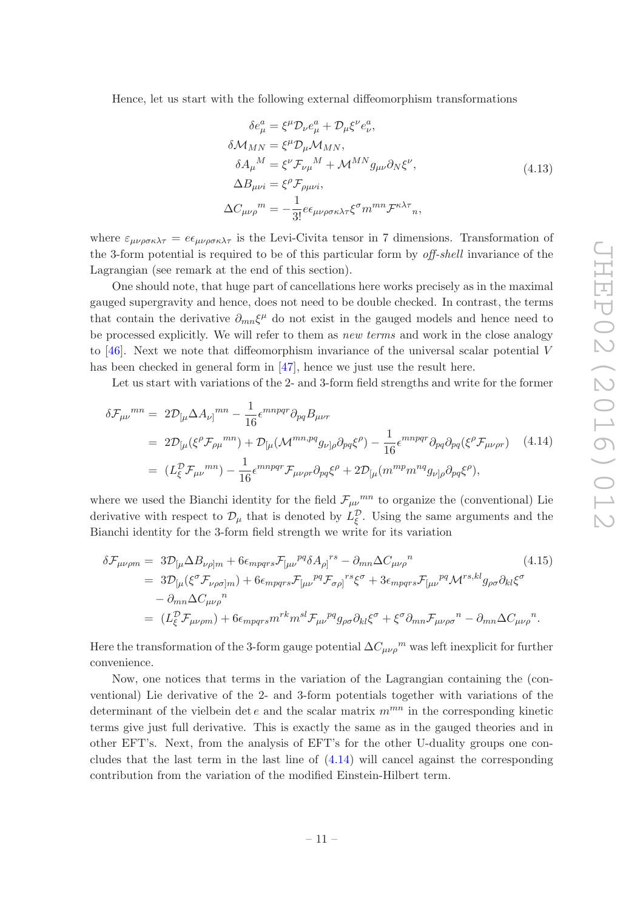Hence, let us start with the following external diffeomorphism transformations

$$
\begin{aligned}
\delta e_\mu^a &= \xi^\mu \mathcal{D}_\nu e_\mu^a + \mathcal{D}_\mu \xi^\nu e_\nu^a, \\
\delta \mathcal{M}_{MN} &= \xi^\mu \mathcal{D}_\mu \mathcal{M}_{MN}, \\
\delta A_\mu{}^M &= \xi^\nu \mathcal{F}_{\nu\mu}{}^M + \mathcal{M}^{MN} g_{\mu\nu} \partial_N \xi^\nu, \\
\Delta B_{\mu\nu i} &= \xi^\rho \mathcal{F}_{\rho\mu\nu i}, \\
\Delta C_{\mu\nu\rho}{}^m &= -\frac{1}{3!} e \epsilon_{\mu\nu\rho\sigma\kappa\lambda\tau} \xi^\sigma m^{mn} \mathcal{F}^{\kappa\lambda\tau}{}_n,
\end{aligned}
\tag{4.13}
$$

where $\varepsilon_{\mu\nu\rho\sigma\kappa\lambda\tau} = e\epsilon_{\mu\nu\rho\sigma\kappa\lambda\tau}$ is the Levi-Civita tensor in 7 dimensions. Transformation of the 3-form potential is required to be of this particular form by *off-shell* invariance of the Lagrangian (see remark at the end of this section).

One should note, that huge part of cancellations here works precisely as in the maximal gauged supergravity and hence, does not need to be double checked. In contrast, the terms that contain the derivative $\partial_{mn}\xi^\mu$ do not exist in the gauged models and hence need to be processed explicitly. We will refer to them as *new terms* and work in the close analogy to [46]. Next we note that diffeomorphism invariance of the universal scalar potential $V$ has been checked in general form in [47], hence we just use the result here.

Let us start with variations of the 2- and 3-form field strengths and write for the former

$$
\begin{aligned}
\delta \mathcal{F}_{\mu\nu}{}^{mn} =&\; 2\mathcal{D}_{[\mu}\Delta A_{\nu]}{}^{mn} - \frac{1}{16}\epsilon^{mnpqr}\partial_{pq}B_{\mu\nu r} \\
=&\; 2\mathcal{D}_{[\mu}(\xi^\rho \mathcal{F}_{\rho\mu}{}^{mn}) + \mathcal{D}_{[\mu}(\mathcal{M}^{mn,pq}g_{\nu]\rho}\partial_{pq}\xi^\rho) - \frac{1}{16}\epsilon^{mnpqr}\partial_{pq}\partial_{pq}(\xi^\rho \mathcal{F}_{\mu\nu\rho r}) \\
=&\; (L_\xi^{\mathcal{D}}\mathcal{F}_{\mu\nu}{}^{mn}) - \frac{1}{16}\epsilon^{mnpqr}\mathcal{F}_{\mu\nu\rho r}\partial_{pq}\xi^\rho + 2\mathcal{D}_{[\mu}(m^{mp}m^{nq}g_{\nu]\rho}\partial_{pq}\xi^\rho),
\end{aligned}
\tag{4.14}
$$

where we used the Bianchi identity for the field $\mathcal{F}_{\mu\nu}{}^{mn}$ to organize the (conventional) Lie derivative with respect to $\mathcal{D}_\mu$ that is denoted by $L_\xi^{\mathcal{D}}$. Using the same arguments and the Bianchi identity for the 3-form field strength we write for its variation

$$
\begin{aligned}
\delta \mathcal{F}_{\mu\nu\rho m} =&\; 3\mathcal{D}_{[\mu}\Delta B_{\nu\rho]m} + 6\epsilon_{mpqrs}\mathcal{F}_{[\mu\nu}{}^{pq}\delta A_{\rho]}{}^{rs} - \partial_{mn}\Delta C_{\mu\nu\rho}{}^n \\
=&\; 3\mathcal{D}_{[\mu}(\xi^\sigma \mathcal{F}_{\nu\rho\sigma]m}) + 6\epsilon_{mpqrs}\mathcal{F}_{[\mu\nu}{}^{pq}\mathcal{F}_{\sigma\rho]}{}^{rs}\xi^\sigma + 3\epsilon_{mpqrs}\mathcal{F}_{[\mu\nu}{}^{pq}\mathcal{M}^{rs,kl}g_{\rho\sigma}\partial_{kl}\xi^\sigma \\
&- \partial_{mn}\Delta C_{\mu\nu\rho}{}^n \\
=&\; (L_\xi^{\mathcal{D}}\mathcal{F}_{\mu\nu\rho m}) + 6\epsilon_{mpqrs}m^{rk}m^{sl}\mathcal{F}_{\mu\nu}{}^{pq}g_{\rho\sigma}\partial_{kl}\xi^\sigma + \xi^\sigma\partial_{mn}\mathcal{F}_{\mu\nu\rho\sigma}{}^n - \partial_{mn}\Delta C_{\mu\nu\rho}{}^n.
\end{aligned}
\tag{4.15}
$$

Here the transformation of the 3-form gauge potential $\Delta C_{\mu\nu\rho}{}^m$ was left inexplicit for further convenience.

Now, one notices that terms in the variation of the Lagrangian containing the (conventional) Lie derivative of the 2- and 3-form potentials together with variations of the determinant of the vielbein $\det e$ and the scalar matrix $m^{mn}$ in the corresponding kinetic terms give just full derivative. This is exactly the same as in the gauged theories and in other EFT's. Next, from the analysis of EFT's for the other U-duality groups one concludes that the last term in the last line of (4.14) will cancel against the corresponding contribution from the variation of the modified Einstein-Hilbert term.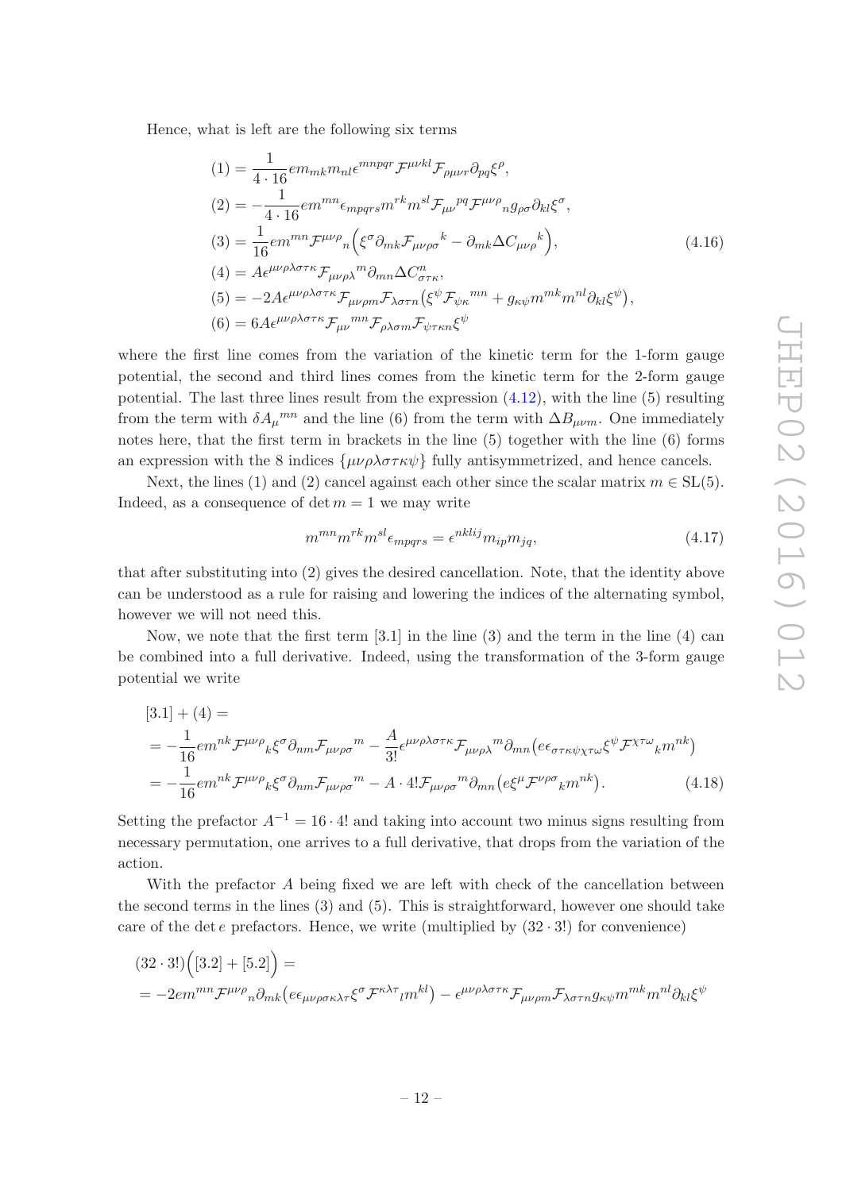Hence, what is left are the following six terms

$$
\begin{aligned}
(1) &= \frac{1}{4\cdot 16} e m_{mk} m_{nl} \epsilon^{mnpqr} \mathcal{F}^{\mu\nu kl} \mathcal{F}_{\rho\mu\nu r} \partial_{pq}\xi^{\rho},\\
(2) &= -\frac{1}{4\cdot 16} e m^{mn} \epsilon_{mpqrs} m^{rk} m^{sl} \mathcal{F}_{\mu\nu}{}^{pq} \mathcal{F}^{\mu\nu\rho}{}_{n} g_{\rho\sigma} \partial_{kl}\xi^{\sigma},\\
(3) &= \frac{1}{16} e m^{mn} \mathcal{F}^{\mu\nu\rho}{}_{n} \Big( \xi^{\sigma} \partial_{mk} \mathcal{F}_{\mu\nu\rho\sigma}{}^{k} - \partial_{mk} \Delta C_{\mu\nu\rho}{}^{k} \Big),\\
(4) &= A \epsilon^{\mu\nu\rho\lambda\sigma\tau\kappa} \mathcal{F}_{\mu\nu\rho\lambda}{}^{m} \partial_{mn} \Delta C^{n}_{\sigma\tau\kappa},\\
(5) &= -2A \epsilon^{\mu\nu\rho\lambda\sigma\tau\kappa} \mathcal{F}_{\mu\nu\rho m} \mathcal{F}_{\lambda\sigma\tau n} \big( \xi^{\psi} \mathcal{F}_{\psi\kappa}{}^{mn} + g_{\kappa\psi} m^{mk} m^{nl} \partial_{kl}\xi^{\psi} \big),\\
(6) &= 6A \epsilon^{\mu\nu\rho\lambda\sigma\tau\kappa} \mathcal{F}_{\mu\nu}{}^{mn} \mathcal{F}_{\rho\lambda\sigma m} \mathcal{F}_{\psi\tau\kappa n} \xi^{\psi}
\end{aligned}
\tag{4.16}
$$

where the first line comes from the variation of the kinetic term for the 1-form gauge potential, the second and third lines comes from the kinetic term for the 2-form gauge potential. The last three lines result from the expression (4.12), with the line (5) resulting from the term with $\delta A_{\mu}{}^{mn}$ and the line (6) from the term with $\Delta B_{\mu\nu m}$. One immediately notes here, that the first term in brackets in the line (5) together with the line (6) forms an expression with the 8 indices $\{\mu\nu\rho\lambda\sigma\tau\kappa\psi\}$ fully antisymmetrized, and hence cancels.

Next, the lines (1) and (2) cancel against each other since the scalar matrix $m \in \mathrm{SL}(5)$. Indeed, as a consequence of $\det m = 1$ we may write

$$
m^{mn} m^{rk} m^{sl} \epsilon_{mpqrs} = \epsilon^{nklij} m_{ip} m_{jq},
\tag{4.17}
$$

that after substituting into (2) gives the desired cancellation. Note, that the identity above can be understood as a rule for raising and lowering the indices of the alternating symbol, however we will not need this.

Now, we note that the first term [3.1] in the line (3) and the term in the line (4) can be combined into a full derivative. Indeed, using the transformation of the 3-form gauge potential we write

$$
\begin{aligned}
&[3.1] + (4) =\\
&= -\frac{1}{16} e m^{nk} \mathcal{F}^{\mu\nu\rho}{}_{k} \xi^{\sigma} \partial_{nm} \mathcal{F}_{\mu\nu\rho\sigma}{}^{m} - \frac{A}{3!} \epsilon^{\mu\nu\rho\lambda\sigma\tau\kappa} \mathcal{F}_{\mu\nu\rho\lambda}{}^{m} \partial_{mn} \big( e \epsilon_{\sigma\tau\kappa\psi\chi\tau\omega} \xi^{\psi} \mathcal{F}^{\chi\tau\omega}{}_{k} m^{nk} \big)\\
&= -\frac{1}{16} e m^{nk} \mathcal{F}^{\mu\nu\rho}{}_{k} \xi^{\sigma} \partial_{nm} \mathcal{F}_{\mu\nu\rho\sigma}{}^{m} - A\cdot 4! \mathcal{F}_{\mu\nu\rho\sigma}{}^{m} \partial_{mn} \big( e \xi^{\mu} \mathcal{F}^{\nu\rho\sigma}{}_{k} m^{nk} \big).
\end{aligned}
\tag{4.18}
$$

Setting the prefactor $A^{-1} = 16 \cdot 4!$ and taking into account two minus signs resulting from necessary permutation, one arrives to a full derivative, that drops from the variation of the action.

With the prefactor $A$ being fixed we are left with check of the cancellation between the second terms in the lines (3) and (5). This is straightforward, however one should take care of the $\det e$ prefactors. Hence, we write (multiplied by $(32 \cdot 3!)$ for convenience)

$$
\begin{aligned}
&(32\cdot 3!)\Big([3.2] + [5.2]\Big) =\\
&= -2 e m^{mn} \mathcal{F}^{\mu\nu\rho}{}_{n} \partial_{mk} \big( e \epsilon_{\mu\nu\rho\sigma\kappa\lambda\tau} \xi^{\sigma} \mathcal{F}^{\kappa\lambda\tau}{}_{l} m^{kl} \big) - \epsilon^{\mu\nu\rho\lambda\sigma\tau\kappa} \mathcal{F}_{\mu\nu\rho m} \mathcal{F}_{\lambda\sigma\tau n} g_{\kappa\psi} m^{mk} m^{nl} \partial_{kl}\xi^{\psi}
\end{aligned}
$$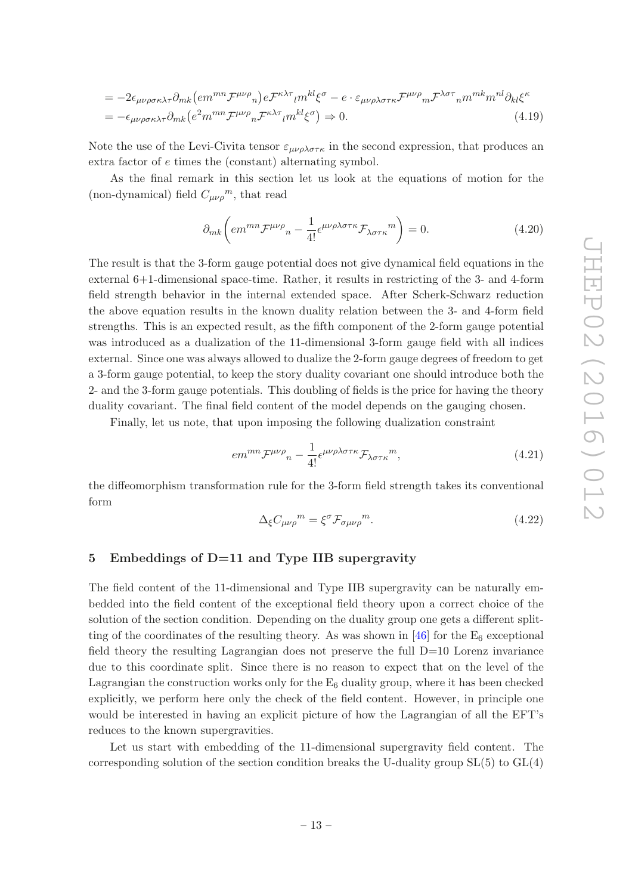$$
\begin{aligned}
&= -2\epsilon_{\mu\nu\rho\sigma\kappa\lambda\tau}\partial_{mk}\big(em^{mn}\mathcal{F}^{\mu\nu\rho}{}_n\big)e\mathcal{F}^{\kappa\lambda\tau}{}_l m^{kl}\xi^\sigma - e\cdot\varepsilon_{\mu\nu\rho\lambda\sigma\tau\kappa}\mathcal{F}^{\mu\nu\rho}{}_m\mathcal{F}^{\lambda\sigma\tau}{}_n m^{mk}m^{nl}\partial_{kl}\xi^\kappa \\
&= -\epsilon_{\mu\nu\rho\sigma\kappa\lambda\tau}\partial_{mk}\big(e^2 m^{mn}\mathcal{F}^{\mu\nu\rho}{}_n\mathcal{F}^{\kappa\lambda\tau}{}_l m^{kl}\xi^\sigma\big) \Rightarrow 0. \qquad (4.19)
\end{aligned}
$$

Note the use of the Levi-Civita tensor $\varepsilon_{\mu\nu\rho\lambda\sigma\tau\kappa}$ in the second expression, that produces an extra factor of $e$ times the (constant) alternating symbol.

As the final remark in this section let us look at the equations of motion for the (non-dynamical) field $C_{\mu\nu\rho}{}^m$, that read

$$
\partial_{mk}\left(em^{mn}\mathcal{F}^{\mu\nu\rho}{}_n - \frac{1}{4!}\epsilon^{\mu\nu\rho\lambda\sigma\tau\kappa}\mathcal{F}_{\lambda\sigma\tau\kappa}{}^m\right) = 0. \qquad (4.20)
$$

The result is that the 3-form gauge potential does not give dynamical field equations in the external 6+1-dimensional space-time. Rather, it results in restricting of the 3- and 4-form field strength behavior in the internal extended space. After Scherk-Schwarz reduction the above equation results in the known duality relation between the 3- and 4-form field strengths. This is an expected result, as the fifth component of the 2-form gauge potential was introduced as a dualization of the 11-dimensional 3-form gauge field with all indices external. Since one was always allowed to dualize the 2-form gauge degrees of freedom to get a 3-form gauge potential, to keep the story duality covariant one should introduce both the 2- and the 3-form gauge potentials. This doubling of fields is the price for having the theory duality covariant. The final field content of the model depends on the gauging chosen.

Finally, let us note, that upon imposing the following dualization constraint

$$
em^{mn}\mathcal{F}^{\mu\nu\rho}{}_n - \frac{1}{4!}\epsilon^{\mu\nu\rho\lambda\sigma\tau\kappa}\mathcal{F}_{\lambda\sigma\tau\kappa}{}^m, \qquad (4.21)
$$

the diffeomorphism transformation rule for the 3-form field strength takes its conventional form

$$
\Delta_\xi C_{\mu\nu\rho}{}^m = \xi^\sigma\mathcal{F}_{\sigma\mu\nu\rho}{}^m. \qquad (4.22)
$$

## 5 Embeddings of D=11 and Type IIB supergravity

The field content of the 11-dimensional and Type IIB supergravity can be naturally embedded into the field content of the exceptional field theory upon a correct choice of the solution of the section condition. Depending on the duality group one gets a different splitting of the coordinates of the resulting theory. As was shown in [46] for the $E_6$ exceptional field theory the resulting Lagrangian does not preserve the full D=10 Lorenz invariance due to this coordinate split. Since there is no reason to expect that on the level of the Lagrangian the construction works only for the $E_6$ duality group, where it has been checked explicitly, we perform here only the check of the field content. However, in principle one would be interested in having an explicit picture of how the Lagrangian of all the EFT's reduces to the known supergravities.

Let us start with embedding of the 11-dimensional supergravity field content. The corresponding solution of the section condition breaks the U-duality group SL(5) to GL(4)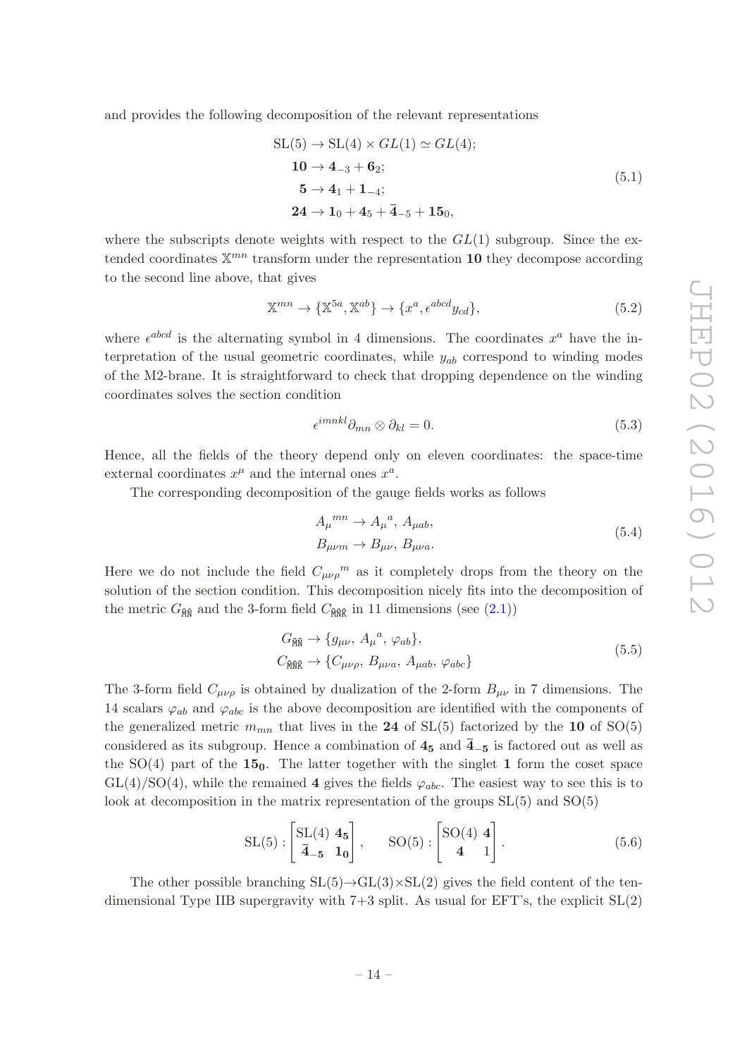and provides the following decomposition of the relevant representations

$$
\begin{aligned}
\mathrm{SL}(5) &\to \mathrm{SL}(4)\times GL(1) \simeq GL(4);\\
\mathbf{10} &\to \mathbf{4}_{-3} + \mathbf{6}_2;\\
\mathbf{5} &\to \mathbf{4}_1 + \mathbf{1}_{-4};\\
\mathbf{24} &\to \mathbf{1}_0 + \mathbf{4}_5 + \bar{\mathbf{4}}_{-5} + \mathbf{15}_0,
\end{aligned}
\tag{5.1}
$$

where the subscripts denote weights with respect to the $GL(1)$ subgroup. Since the extended coordinates $\mathbb{X}^{mn}$ transform under the representation $\mathbf{10}$ they decompose according to the second line above, that gives

$$
\mathbb{X}^{mn} \to \{\mathbb{X}^{5a}, \mathbb{X}^{ab}\} \to \{x^a, \epsilon^{abcd} y_{cd}\},
\tag{5.2}
$$

where $\epsilon^{abcd}$ is the alternating symbol in 4 dimensions. The coordinates $x^a$ have the interpretation of the usual geometric coordinates, while $y_{ab}$ correspond to winding modes of the M2-brane. It is straightforward to check that dropping dependence on the winding coordinates solves the section condition

$$
\epsilon^{imnkl}\partial_{mn} \otimes \partial_{kl} = 0.
\tag{5.3}
$$

Hence, all the fields of the theory depend only on eleven coordinates: the space-time external coordinates $x^\mu$ and the internal ones $x^a$.

The corresponding decomposition of the gauge fields works as follows

$$
\begin{aligned}
A_\mu{}^{mn} &\to A_\mu{}^a,\, A_{\mu ab},\\
B_{\mu\nu m} &\to B_{\mu\nu},\, B_{\mu\nu a}.
\end{aligned}
\tag{5.4}
$$

Here we do not include the field $C_{\mu\nu\rho}{}^m$ as it completely drops from the theory on the solution of the section condition. This decomposition nicely fits into the decomposition of the metric $G_{\hat{\mathtt{M}}\hat{\mathtt{N}}}$ and the 3-form field $C_{\hat{\mathtt{M}}\hat{\mathtt{N}}\hat{\mathtt{K}}}$ in 11 dimensions (see (2.1))

$$
\begin{aligned}
G_{\hat{\mathtt{M}}\hat{\mathtt{N}}} &\to \{g_{\mu\nu},\, A_\mu{}^a,\, \varphi_{ab}\},\\
C_{\hat{\mathtt{M}}\hat{\mathtt{N}}\hat{\mathtt{K}}} &\to \{C_{\mu\nu\rho},\, B_{\mu\nu a},\, A_{\mu ab},\, \varphi_{abc}\}
\end{aligned}
\tag{5.5}
$$

The 3-form field $C_{\mu\nu\rho}$ is obtained by dualization of the 2-form $B_{\mu\nu}$ in 7 dimensions. The 14 scalars $\varphi_{ab}$ and $\varphi_{abc}$ is the above decomposition are identified with the components of the generalized metric $m_{mn}$ that lives in the $\mathbf{24}$ of SL(5) factorized by the $\mathbf{10}$ of SO(5) considered as its subgroup. Hence a combination of $\mathbf{4_5}$ and $\bar{\mathbf{4}}_{\mathbf{-5}}$ is factored out as well as the SO(4) part of the $\mathbf{15_0}$. The latter together with the singlet $\mathbf{1}$ form the coset space GL(4)/SO(4), while the remained $\mathbf{4}$ gives the fields $\varphi_{abc}$. The easiest way to see this is to look at decomposition in the matrix representation of the groups SL(5) and SO(5)

$$
\mathrm{SL}(5):\begin{bmatrix}\mathrm{SL}(4) & \mathbf{4_5}\\ \bar{\mathbf{4}}_{\mathbf{-5}} & \mathbf{1_0}\end{bmatrix}, \qquad \mathrm{SO}(5):\begin{bmatrix}\mathrm{SO}(4) & \mathbf{4}\\ \mathbf{4} & 1\end{bmatrix}.
\tag{5.6}
$$

The other possible branching SL(5)$\to$GL(3)$\times$SL(2) gives the field content of the ten-dimensional Type IIB supergravity with 7+3 split. As usual for EFT's, the explicit SL(2)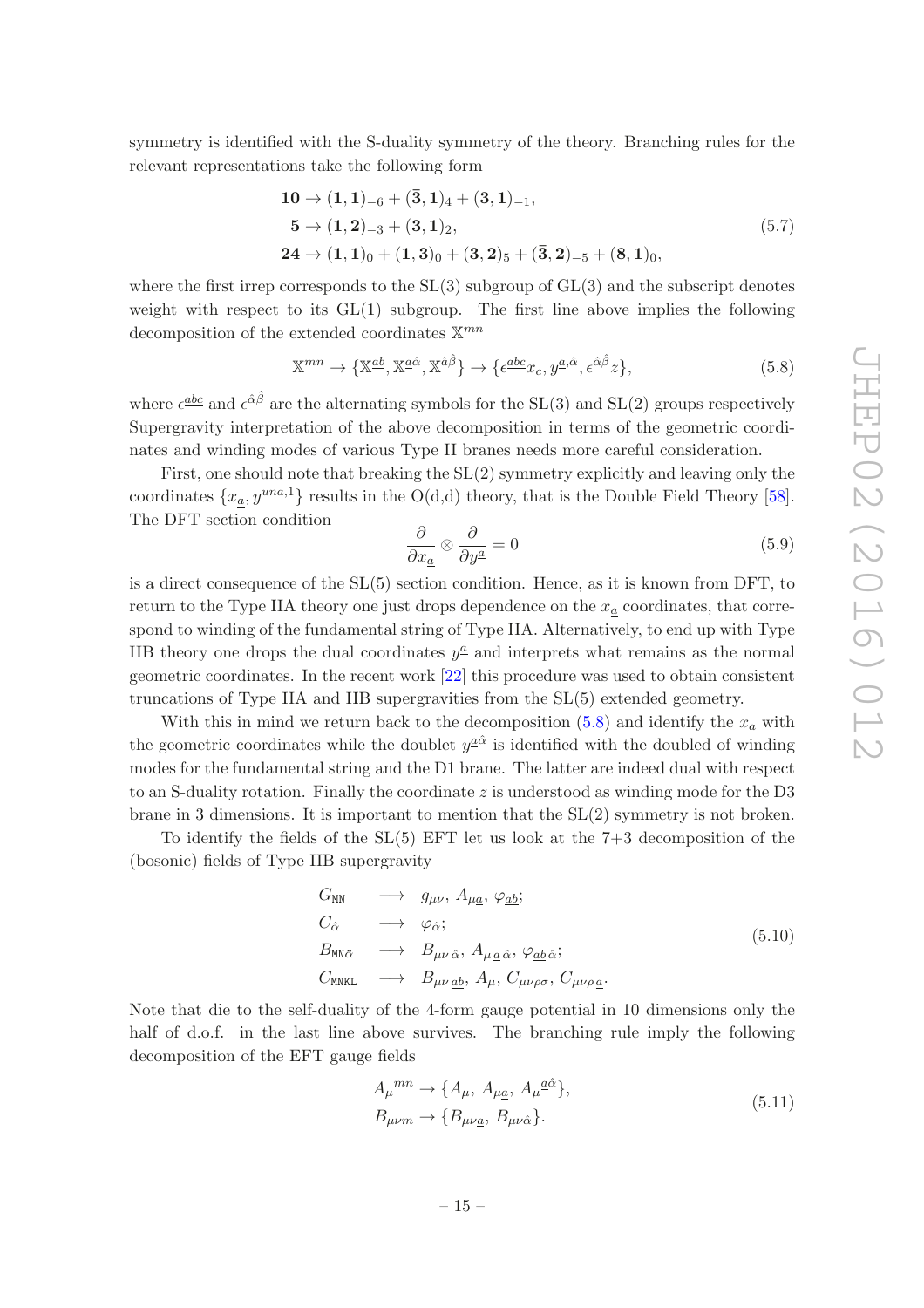symmetry is identified with the S-duality symmetry of the theory. Branching rules for the relevant representations take the following form

$$
\begin{aligned}
\mathbf{10} &\to (\mathbf{1},\mathbf{1})_{-6} + (\bar{\mathbf{3}},\mathbf{1})_{4} + (\mathbf{3},\mathbf{1})_{-1},\\
\mathbf{5} &\to (\mathbf{1},\mathbf{2})_{-3} + (\mathbf{3},\mathbf{1})_{2},\\
\mathbf{24} &\to (\mathbf{1},\mathbf{1})_{0} + (\mathbf{1},\mathbf{3})_{0} + (\mathbf{3},\mathbf{2})_{5} + (\bar{\mathbf{3}},\mathbf{2})_{-5} + (\mathbf{8},\mathbf{1})_{0},
\end{aligned}
\tag{5.7}
$$

where the first irrep corresponds to the SL(3) subgroup of GL(3) and the subscript denotes weight with respect to its GL(1) subgroup. The first line above implies the following decomposition of the extended coordinates $\mathbb{X}^{mn}$

$$
\mathbb{X}^{mn} \to \{\mathbb{X}^{\underline{ab}}, \mathbb{X}^{\underline{a}\hat{\alpha}}, \mathbb{X}^{\hat{\alpha}\hat{\beta}}\} \to \{\epsilon^{\underline{abc}}x_{\underline{c}}, y^{\underline{a},\hat{\alpha}}, \epsilon^{\hat{\alpha}\hat{\beta}}z\},
\tag{5.8}
$$

where $\epsilon^{\underline{abc}}$ and $\epsilon^{\hat{\alpha}\hat{\beta}}$ are the alternating symbols for the SL(3) and SL(2) groups respectively Supergravity interpretation of the above decomposition in terms of the geometric coordinates and winding modes of various Type II branes needs more careful consideration.

First, one should note that breaking the SL(2) symmetry explicitly and leaving only the coordinates $\{x_{\underline{a}}, y^{una,1}\}$ results in the O(d,d) theory, that is the Double Field Theory [58]. The DFT section condition

$$
\frac{\partial}{\partial x_{\underline{a}}} \otimes \frac{\partial}{\partial y^{\underline{a}}} = 0
\tag{5.9}
$$

is a direct consequence of the SL(5) section condition. Hence, as it is known from DFT, to return to the Type IIA theory one just drops dependence on the $x_{\underline{a}}$ coordinates, that correspond to winding of the fundamental string of Type IIA. Alternatively, to end up with Type IIB theory one drops the dual coordinates $y^{\underline{a}}$ and interprets what remains as the normal geometric coordinates. In the recent work [22] this procedure was used to obtain consistent truncations of Type IIA and IIB supergravities from the SL(5) extended geometry.

With this in mind we return back to the decomposition (5.8) and identify the $x_{\underline{a}}$ with the geometric coordinates while the doublet $y^{\underline{a}\hat{\alpha}}$ is identified with the doubled of winding modes for the fundamental string and the D1 brane. The latter are indeed dual with respect to an S-duality rotation. Finally the coordinate $z$ is understood as winding mode for the D3 brane in 3 dimensions. It is important to mention that the SL(2) symmetry is not broken.

To identify the fields of the SL(5) EFT let us look at the 7+3 decomposition of the (bosonic) fields of Type IIB supergravity

$$
\begin{aligned}
G_{\mathtt{MN}} &\longrightarrow g_{\mu\nu},\, A_{\mu\underline{a}},\, \varphi_{\underline{ab}};\\
C_{\hat{\alpha}} &\longrightarrow \varphi_{\hat{\alpha}};\\
B_{\mathtt{MN}\hat{\alpha}} &\longrightarrow B_{\mu\nu\,\hat{\alpha}},\, A_{\mu\,\underline{a}\,\hat{\alpha}},\, \varphi_{\underline{ab}\,\hat{\alpha}};\\
C_{\mathtt{MNKL}} &\longrightarrow B_{\mu\nu\,\underline{ab}},\, A_{\mu},\, C_{\mu\nu\rho\sigma},\, C_{\mu\nu\rho\,\underline{a}}.
\end{aligned}
\tag{5.10}
$$

Note that die to the self-duality of the 4-form gauge potential in 10 dimensions only the half of d.o.f. in the last line above survives. The branching rule imply the following decomposition of the EFT gauge fields

$$
\begin{aligned}
A_{\mu}{}^{mn} &\to \{A_{\mu},\, A_{\mu\underline{a}},\, A_{\mu}{}^{\underline{a}\hat{\alpha}}\},\\
B_{\mu\nu m} &\to \{B_{\mu\nu\underline{a}},\, B_{\mu\nu\hat{\alpha}}\}.
\end{aligned}
\tag{5.11}
$$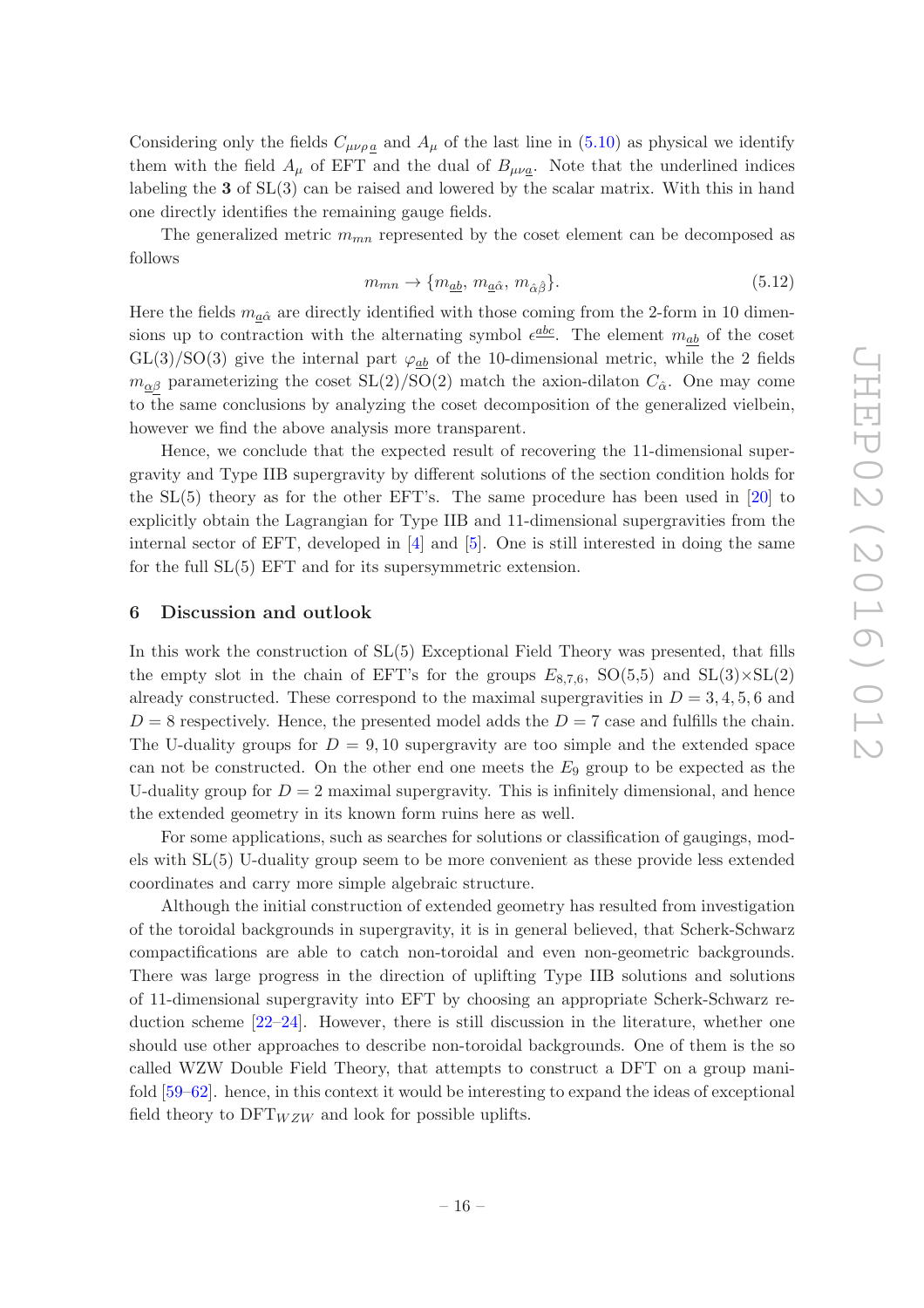Considering only the fields $C_{\mu\nu\rho\underline{a}}$ and $A_\mu$ of the last line in (5.10) as physical we identify them with the field $A_\mu$ of EFT and the dual of $B_{\mu\nu\underline{a}}$. Note that the underlined indices labeling the **3** of SL(3) can be raised and lowered by the scalar matrix. With this in hand one directly identifies the remaining gauge fields.

The generalized metric $m_{mn}$ represented by the coset element can be decomposed as follows

$$m_{mn} \to \{m_{\underline{ab}},\, m_{\underline{a}\hat{\alpha}},\, m_{\hat{\alpha}\hat{\beta}}\}. \tag{5.12}$$

Here the fields $m_{\underline{a}\hat{\alpha}}$ are directly identified with those coming from the 2-form in 10 dimensions up to contraction with the alternating symbol $\epsilon^{\underline{abc}}$. The element $m_{\underline{ab}}$ of the coset GL(3)/SO(3) give the internal part $\varphi_{\underline{ab}}$ of the 10-dimensional metric, while the 2 fields $m_{\underline{\alpha\beta}}$ parameterizing the coset SL(2)/SO(2) match the axion-dilaton $C_{\hat{\alpha}}$. One may come to the same conclusions by analyzing the coset decomposition of the generalized vielbein, however we find the above analysis more transparent.

Hence, we conclude that the expected result of recovering the 11-dimensional supergravity and Type IIB supergravity by different solutions of the section condition holds for the SL(5) theory as for the other EFT's. The same procedure has been used in [20] to explicitly obtain the Lagrangian for Type IIB and 11-dimensional supergravities from the internal sector of EFT, developed in [4] and [5]. One is still interested in doing the same for the full SL(5) EFT and for its supersymmetric extension.

## 6 Discussion and outlook

In this work the construction of SL(5) Exceptional Field Theory was presented, that fills the empty slot in the chain of EFT's for the groups $E_{8,7,6}$, SO(5,5) and SL(3)×SL(2) already constructed. These correspond to the maximal supergravities in $D = 3, 4, 5, 6$ and $D = 8$ respectively. Hence, the presented model adds the $D = 7$ case and fulfills the chain. The U-duality groups for $D = 9, 10$ supergravity are too simple and the extended space can not be constructed. On the other end one meets the $E_9$ group to be expected as the U-duality group for $D = 2$ maximal supergravity. This is infinitely dimensional, and hence the extended geometry in its known form ruins here as well.

For some applications, such as searches for solutions or classification of gaugings, models with SL(5) U-duality group seem to be more convenient as these provide less extended coordinates and carry more simple algebraic structure.

Although the initial construction of extended geometry has resulted from investigation of the toroidal backgrounds in supergravity, it is in general believed, that Scherk-Schwarz compactifications are able to catch non-toroidal and even non-geometric backgrounds. There was large progress in the direction of uplifting Type IIB solutions and solutions of 11-dimensional supergravity into EFT by choosing an appropriate Scherk-Schwarz reduction scheme [22–24]. However, there is still discussion in the literature, whether one should use other approaches to describe non-toroidal backgrounds. One of them is the so called WZW Double Field Theory, that attempts to construct a DFT on a group manifold [59–62]. hence, in this context it would be interesting to expand the ideas of exceptional field theory to DFT$_{WZW}$ and look for possible uplifts.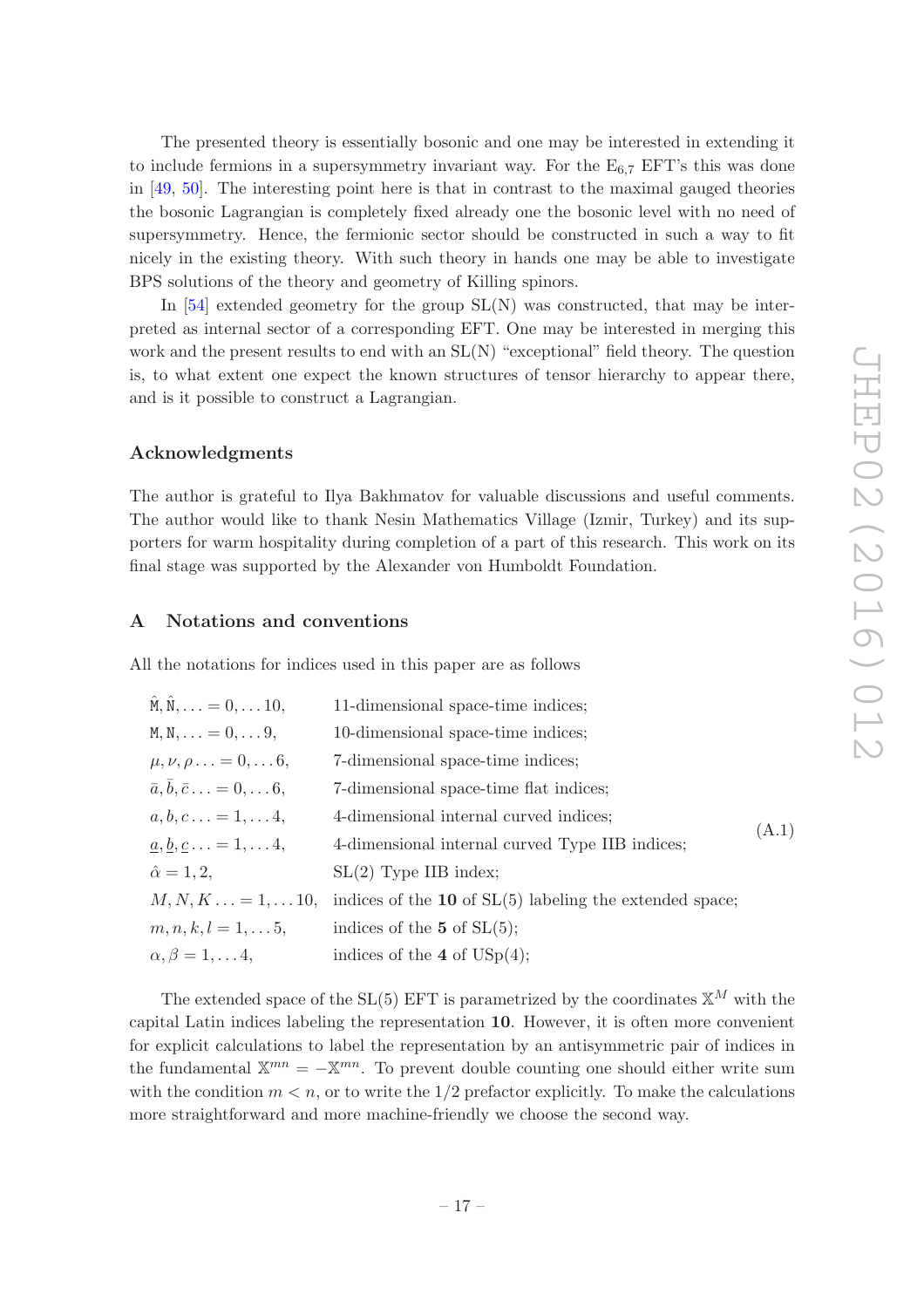The presented theory is essentially bosonic and one may be interested in extending it to include fermions in a supersymmetry invariant way. For the $E_{6,7}$ EFT's this was done in [49, 50]. The interesting point here is that in contrast to the maximal gauged theories the bosonic Lagrangian is completely fixed already one the bosonic level with no need of supersymmetry. Hence, the fermionic sector should be constructed in such a way to fit nicely in the existing theory. With such theory in hands one may be able to investigate BPS solutions of the theory and geometry of Killing spinors.

In [54] extended geometry for the group SL(N) was constructed, that may be interpreted as internal sector of a corresponding EFT. One may be interested in merging this work and the present results to end with an SL(N) "exceptional" field theory. The question is, to what extent one expect the known structures of tensor hierarchy to appear there, and is it possible to construct a Lagrangian.

### Acknowledgments

The author is grateful to Ilya Bakhmatov for valuable discussions and useful comments. The author would like to thank Nesin Mathematics Village (Izmir, Turkey) and its supporters for warm hospitality during completion of a part of this research. This work on its final stage was supported by the Alexander von Humboldt Foundation.

## A Notations and conventions

All the notations for indices used in this paper are as follows

$$
\begin{array}{ll}
\hat{\mathtt{M}}, \hat{\mathtt{N}}, \ldots = 0, \ldots 10, & \text{11-dimensional space-time indices;} \\
\mathtt{M}, \mathtt{N}, \ldots = 0, \ldots 9, & \text{10-dimensional space-time indices;} \\
\mu, \nu, \rho \ldots = 0, \ldots 6, & \text{7-dimensional space-time indices;} \\
\bar{a}, \bar{b}, \bar{c} \ldots = 0, \ldots 6, & \text{7-dimensional space-time flat indices;} \\
a, b, c \ldots = 1, \ldots 4, & \text{4-dimensional internal curved indices;} \\
\underline{a}, \underline{b}, \underline{c} \ldots = 1, \ldots 4, & \text{4-dimensional internal curved Type IIB indices;} \\
\hat{\alpha} = 1, 2, & \text{SL(2) Type IIB index;} \\
M, N, K \ldots = 1, \ldots 10, & \text{indices of the } \mathbf{10} \text{ of SL(5) labeling the extended space;} \\
m, n, k, l = 1, \ldots 5, & \text{indices of the } \mathbf{5} \text{ of SL(5);} \\
\alpha, \beta = 1, \ldots 4, & \text{indices of the } \mathbf{4} \text{ of USp(4);}
\end{array}
\tag{A.1}
$$

The extended space of the SL(5) EFT is parametrized by the coordinates $\mathbb{X}^M$ with the capital Latin indices labeling the representation **10**. However, it is often more convenient for explicit calculations to label the representation by an antisymmetric pair of indices in the fundamental $\mathbb{X}^{mn} = -\mathbb{X}^{mn}$. To prevent double counting one should either write sum with the condition $m < n$, or to write the 1/2 prefactor explicitly. To make the calculations more straightforward and more machine-friendly we choose the second way.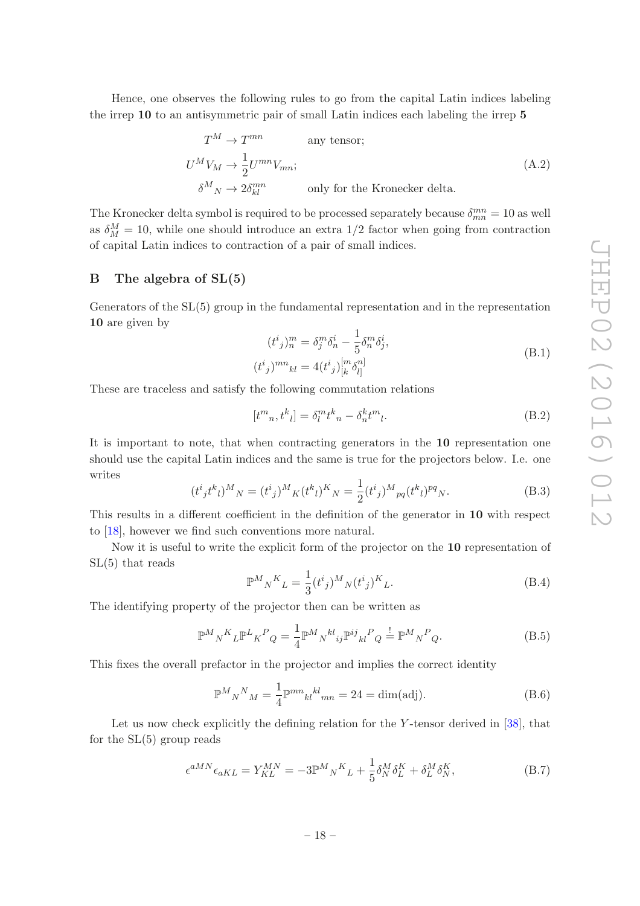Hence, one observes the following rules to go from the capital Latin indices labeling the irrep **10** to an antisymmetric pair of small Latin indices each labeling the irrep **5**

$$
\begin{aligned}
T^M &\to T^{mn} && \text{any tensor;} \\
U^M V_M &\to \frac{1}{2} U^{mn} V_{mn}; && \\
\delta^M{}_N &\to 2\delta^{mn}_{kl} && \text{only for the Kronecker delta.}
\end{aligned}
\tag{A.2}
$$

The Kronecker delta symbol is required to be processed separately because $\delta^{mn}_{mn} = 10$ as well as $\delta^M_M = 10$, while one should introduce an extra $1/2$ factor when going from contraction of capital Latin indices to contraction of a pair of small indices.

## B The algebra of SL(5)

Generators of the SL(5) group in the fundamental representation and in the representation **10** are given by

$$
\begin{aligned}
(t^i{}_j)^m_n &= \delta^m_j \delta^i_n - \frac{1}{5}\delta^m_n \delta^i_j, \\
(t^i{}_j)^{mn}{}_{kl} &= 4(t^i{}_j)^{[m}_{[k}\delta^{n]}_{l]}
\end{aligned}
\tag{B.1}
$$

These are traceless and satisfy the following commutation relations

$$
[t^m{}_n, t^k{}_l] = \delta^m_l t^k{}_n - \delta^k_n t^m{}_l. \tag{B.2}
$$

It is important to note, that when contracting generators in the **10** representation one should use the capital Latin indices and the same is true for the projectors below. I.e. one writes

$$
(t^i{}_j t^k{}_l)^M{}_N = (t^i{}_j)^M{}_K (t^k{}_l)^K{}_N = \frac{1}{2}(t^i{}_j)^M{}_{pq}(t^k{}_l)^{pq}{}_N. \tag{B.3}
$$

This results in a different coefficient in the definition of the generator in **10** with respect to [18], however we find such conventions more natural.

Now it is useful to write the explicit form of the projector on the **10** representation of SL(5) that reads

$$
\mathbb{P}^M{}_N{}^K{}_L = \frac{1}{3}(t^i{}_j)^M{}_N (t^j{}_i)^K{}_L. \tag{B.4}
$$

The identifying property of the projector then can be written as

$$
\mathbb{P}^M{}_N{}^K{}_L \mathbb{P}^L{}_K{}^P{}_Q = \frac{1}{4}\mathbb{P}^M{}_N{}^{kl}{}_{ij}\mathbb{P}^{ij}{}_{kl}{}^P{}_Q \stackrel{!}{=} \mathbb{P}^M{}_N{}^P{}_Q. \tag{B.5}
$$

This fixes the overall prefactor in the projector and implies the correct identity

$$
\mathbb{P}^M{}_N{}^N{}_M = \frac{1}{4}\mathbb{P}^{mn}{}_{kl}{}^{kl}{}_{mn} = 24 = \dim(\text{adj}). \tag{B.6}
$$

Let us now check explicitly the defining relation for the $Y$-tensor derived in [38], that for the SL(5) group reads

$$
\epsilon^{aMN}\epsilon_{aKL} = Y^{MN}_{KL} = -3\mathbb{P}^M{}_N{}^K{}_L + \frac{1}{5}\delta^M_N \delta^K_L + \delta^M_L \delta^K_N, \tag{B.7}
$$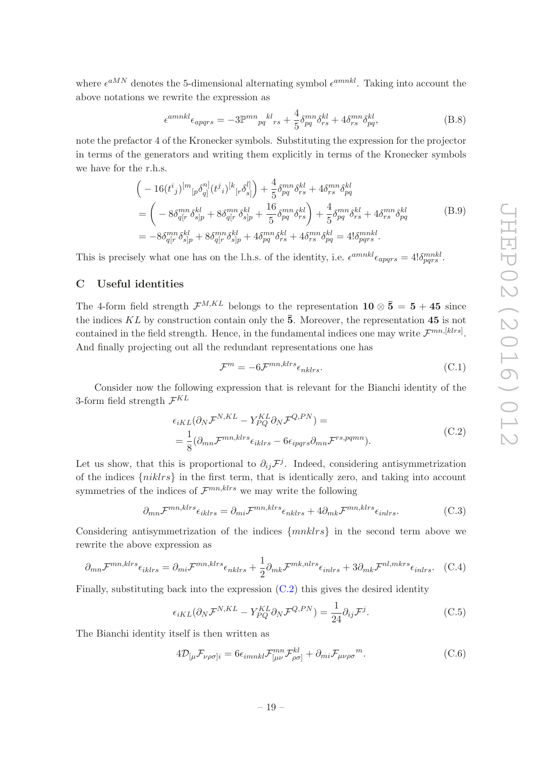where $\epsilon^{aMN}$ denotes the 5-dimensional alternating symbol $\epsilon^{amnkl}$. Taking into account the above notations we rewrite the expression as

$$\epsilon^{amnkl}\epsilon_{apqrs} = -3\mathbb{P}^{mn}{}_{pq}{}^{kl}{}_{rs} + \frac{4}{5}\delta^{mn}_{pq}\delta^{kl}_{rs} + 4\delta^{mn}_{rs}\delta^{kl}_{pq}, \tag{B.8}$$

note the prefactor 4 of the Kronecker symbols. Substituting the expression for the projector in terms of the generators and writing them explicitly in terms of the Kronecker symbols we have for the r.h.s.

$$\begin{aligned}
&\Big(-16(t^i{}_j)^{[m}{}_{[p}\delta^{n]}_{q]}(t^j{}_i)^{[k}{}_{[r}\delta^{l]}_{s]}\Big) + \frac{4}{5}\delta^{mn}_{pq}\delta^{kl}_{rs} + 4\delta^{mn}_{rs}\delta^{kl}_{pq} \\
&= \bigg(-8\delta^{mn}_{q[r}\delta^{kl}_{s]p} + 8\delta^{mn}_{q[r}\delta^{kl}_{s]p} + \frac{16}{5}\delta^{mn}_{pq}\delta^{kl}_{rs}\bigg) + \frac{4}{5}\delta^{mn}_{pq}\delta^{kl}_{rs} + 4\delta^{mn}_{rs}\delta^{kl}_{pq} \\
&= -8\delta^{mn}_{q[r}\delta^{kl}_{s]p} + 8\delta^{mn}_{q[r}\delta^{kl}_{s]p} + 4\delta^{mn}_{pq}\delta^{kl}_{rs} + 4\delta^{mn}_{rs}\delta^{kl}_{pq} = 4!\delta^{mnkl}_{pqrs}.
\end{aligned} \tag{B.9}$$

This is precisely what one has on the l.h.s. of the identity, i.e. $\epsilon^{amnkl}\epsilon_{apqrs} = 4!\delta^{mnkl}_{pqrs}$.

## C Useful identities

The 4-form field strength $\mathcal{F}^{M,KL}$ belongs to the representation $\mathbf{10} \otimes \bar{\mathbf{5}} = \mathbf{5} + \mathbf{45}$ since the indices $KL$ by construction contain only the $\bar{\mathbf{5}}$. Moreover, the representation $\mathbf{45}$ is not contained in the field strength. Hence, in the fundamental indices one may write $\mathcal{F}^{mn,[klrs]}$. And finally projecting out all the redundant representations one has

$$\mathcal{F}^m = -6\mathcal{F}^{mn,klrs}\epsilon_{nklrs}. \tag{C.1}$$

Consider now the following expression that is relevant for the Bianchi identity of the 3-form field strength $\mathcal{F}^{KL}$

$$\begin{aligned}
&\epsilon_{iKL}(\partial_N\mathcal{F}^{N,KL} - Y^{KL}_{PQ}\partial_N\mathcal{F}^{Q,PN}) = \\
&= \frac{1}{8}(\partial_{mn}\mathcal{F}^{mn,klrs}\epsilon_{iklrs} - 6\epsilon_{ipqrs}\partial_{mn}\mathcal{F}^{rs,pqmn}).
\end{aligned} \tag{C.2}$$

Let us show, that this is proportional to $\partial_{ij}\mathcal{F}^j$. Indeed, considering antisymmetrization of the indices $\{niklrs\}$ in the first term, that is identically zero, and taking into account symmetries of the indices of $\mathcal{F}^{mn,klrs}$ we may write the following

$$\partial_{mn}\mathcal{F}^{mn,klrs}\epsilon_{iklrs} = \partial_{mi}\mathcal{F}^{mn,klrs}\epsilon_{nklrs} + 4\partial_{mk}\mathcal{F}^{mn,klrs}\epsilon_{inlrs}. \tag{C.3}$$

Considering antisymmetrization of the indices $\{mnklrs\}$ in the second term above we rewrite the above expression as

$$\partial_{mn}\mathcal{F}^{mn,klrs}\epsilon_{iklrs} = \partial_{mi}\mathcal{F}^{mn,klrs}\epsilon_{nklrs} + \frac{1}{2}\partial_{mk}\mathcal{F}^{mk,nlrs}\epsilon_{inlrs} + 3\partial_{mk}\mathcal{F}^{nl,mkrs}\epsilon_{inlrs}. \tag{C.4}$$

Finally, substituting back into the expression (C.2) this gives the desired identity

$$\epsilon_{iKL}(\partial_N\mathcal{F}^{N,KL} - Y^{KL}_{PQ}\partial_N\mathcal{F}^{Q,PN}) = \frac{1}{24}\partial_{ij}\mathcal{F}^j. \tag{C.5}$$

The Bianchi identity itself is then written as

$$4\mathcal{D}_{[\mu}\mathcal{F}_{\nu\rho\sigma]i} = 6\epsilon_{imnkl}\mathcal{F}^{mn}_{[\mu\nu}\mathcal{F}^{kl}_{\rho\sigma]} + \partial_{mi}\mathcal{F}_{\mu\nu\rho\sigma}{}^m. \tag{C.6}$$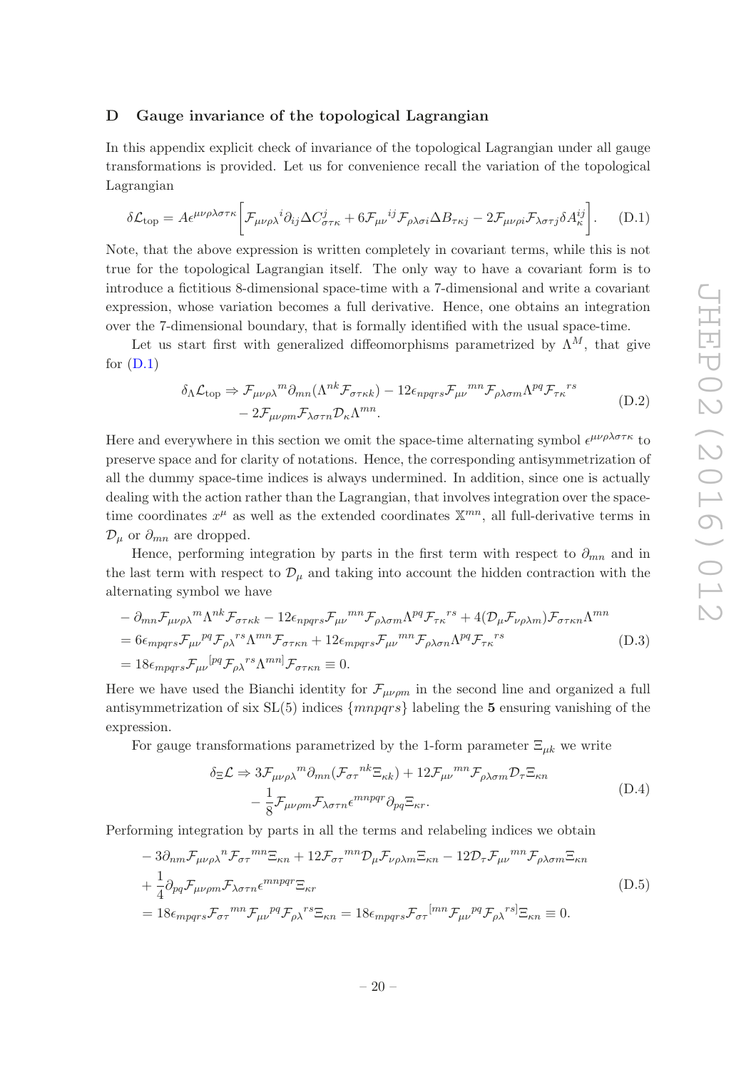## D Gauge invariance of the topological Lagrangian

In this appendix explicit check of invariance of the topological Lagrangian under all gauge transformations is provided. Let us for convenience recall the variation of the topological Lagrangian

$$
\delta\mathcal{L}_{\text{top}} = A\epsilon^{\mu\nu\rho\lambda\sigma\tau\kappa}\bigg[\mathcal{F}_{\mu\nu\rho\lambda}{}^{i}\partial_{ij}\Delta C^{j}_{\sigma\tau\kappa} + 6\mathcal{F}_{\mu\nu}{}^{ij}\mathcal{F}_{\rho\lambda\sigma i}\Delta B_{\tau\kappa j} - 2\mathcal{F}_{\mu\nu\rho i}\mathcal{F}_{\lambda\sigma\tau j}\delta A^{ij}_{\kappa}\bigg]. \tag{D.1}
$$

Note, that the above expression is written completely in covariant terms, while this is not true for the topological Lagrangian itself. The only way to have a covariant form is to introduce a fictitious 8-dimensional space-time with a 7-dimensional and write a covariant expression, whose variation becomes a full derivative. Hence, one obtains an integration over the 7-dimensional boundary, that is formally identified with the usual space-time.

Let us start first with generalized diffeomorphisms parametrized by $\Lambda^M$, that give for (D.1)

$$
\begin{aligned}
\delta_\Lambda\mathcal{L}_{\text{top}} \Rightarrow\ & \mathcal{F}_{\mu\nu\rho\lambda}{}^{m}\partial_{mn}(\Lambda^{nk}\mathcal{F}_{\sigma\tau\kappa k}) - 12\epsilon_{npqrs}\mathcal{F}_{\mu\nu}{}^{mn}\mathcal{F}_{\rho\lambda\sigma m}\Lambda^{pq}\mathcal{F}_{\tau\kappa}{}^{rs} \\
& - 2\mathcal{F}_{\mu\nu\rho m}\mathcal{F}_{\lambda\sigma\tau n}\mathcal{D}_{\kappa}\Lambda^{mn}.
\end{aligned} \tag{D.2}
$$

Here and everywhere in this section we omit the space-time alternating symbol $\epsilon^{\mu\nu\rho\lambda\sigma\tau\kappa}$ to preserve space and for clarity of notations. Hence, the corresponding antisymmetrization of all the dummy space-time indices is always undermined. In addition, since one is actually dealing with the action rather than the Lagrangian, that involves integration over the space-time coordinates $x^\mu$ as well as the extended coordinates $\mathbb{X}^{mn}$, all full-derivative terms in $\mathcal{D}_\mu$ or $\partial_{mn}$ are dropped.

Hence, performing integration by parts in the first term with respect to $\partial_{mn}$ and in the last term with respect to $\mathcal{D}_\mu$ and taking into account the hidden contraction with the alternating symbol we have

$$
\begin{aligned}
& -\partial_{mn}\mathcal{F}_{\mu\nu\rho\lambda}{}^{m}\Lambda^{nk}\mathcal{F}_{\sigma\tau\kappa k} - 12\epsilon_{npqrs}\mathcal{F}_{\mu\nu}{}^{mn}\mathcal{F}_{\rho\lambda\sigma m}\Lambda^{pq}\mathcal{F}_{\tau\kappa}{}^{rs} + 4(\mathcal{D}_\mu\mathcal{F}_{\nu\rho\lambda m})\mathcal{F}_{\sigma\tau\kappa n}\Lambda^{mn} \\
&= 6\epsilon_{mpqrs}\mathcal{F}_{\mu\nu}{}^{pq}\mathcal{F}_{\rho\lambda}{}^{rs}\Lambda^{mn}\mathcal{F}_{\sigma\tau\kappa n} + 12\epsilon_{mpqrs}\mathcal{F}_{\mu\nu}{}^{mn}\mathcal{F}_{\rho\lambda\sigma n}\Lambda^{pq}\mathcal{F}_{\tau\kappa}{}^{rs} \\
&= 18\epsilon_{mpqrs}\mathcal{F}_{\mu\nu}{}^{[pq}\mathcal{F}_{\rho\lambda}{}^{rs}\Lambda^{mn]}\mathcal{F}_{\sigma\tau\kappa n} \equiv 0.
\end{aligned} \tag{D.3}
$$

Here we have used the Bianchi identity for $\mathcal{F}_{\mu\nu\rho m}$ in the second line and organized a full antisymmetrization of six SL(5) indices $\{mnpqrs\}$ labeling the **5** ensuring vanishing of the expression.

For gauge transformations parametrized by the 1-form parameter $\Xi_{\mu k}$ we write

$$
\begin{aligned}
\delta_\Xi\mathcal{L} \Rightarrow\ & 3\mathcal{F}_{\mu\nu\rho\lambda}{}^{m}\partial_{mn}(\mathcal{F}_{\sigma\tau}{}^{nk}\Xi_{\kappa k}) + 12\mathcal{F}_{\mu\nu}{}^{mn}\mathcal{F}_{\rho\lambda\sigma m}\mathcal{D}_\tau\Xi_{\kappa n} \\
& - \frac{1}{8}\mathcal{F}_{\mu\nu\rho m}\mathcal{F}_{\lambda\sigma\tau n}\epsilon^{mnpqr}\partial_{pq}\Xi_{\kappa r}.
\end{aligned} \tag{D.4}
$$

Performing integration by parts in all the terms and relabeling indices we obtain

$$
\begin{aligned}
& -3\partial_{nm}\mathcal{F}_{\mu\nu\rho\lambda}{}^{n}\mathcal{F}_{\sigma\tau}{}^{mn}\Xi_{\kappa n} + 12\mathcal{F}_{\sigma\tau}{}^{mn}\mathcal{D}_\mu\mathcal{F}_{\nu\rho\lambda m}\Xi_{\kappa n} - 12\mathcal{D}_\tau\mathcal{F}_{\mu\nu}{}^{mn}\mathcal{F}_{\rho\lambda\sigma m}\Xi_{\kappa n} \\
& + \frac{1}{4}\partial_{pq}\mathcal{F}_{\mu\nu\rho m}\mathcal{F}_{\lambda\sigma\tau n}\epsilon^{mnpqr}\Xi_{\kappa r} \\
&= 18\epsilon_{mpqrs}\mathcal{F}_{\sigma\tau}{}^{mn}\mathcal{F}_{\mu\nu}{}^{pq}\mathcal{F}_{\rho\lambda}{}^{rs}\Xi_{\kappa n} = 18\epsilon_{mpqrs}\mathcal{F}_{\sigma\tau}{}^{[mn}\mathcal{F}_{\mu\nu}{}^{pq}\mathcal{F}_{\rho\lambda}{}^{rs]}\Xi_{\kappa n} \equiv 0.
\end{aligned} \tag{D.5}
$$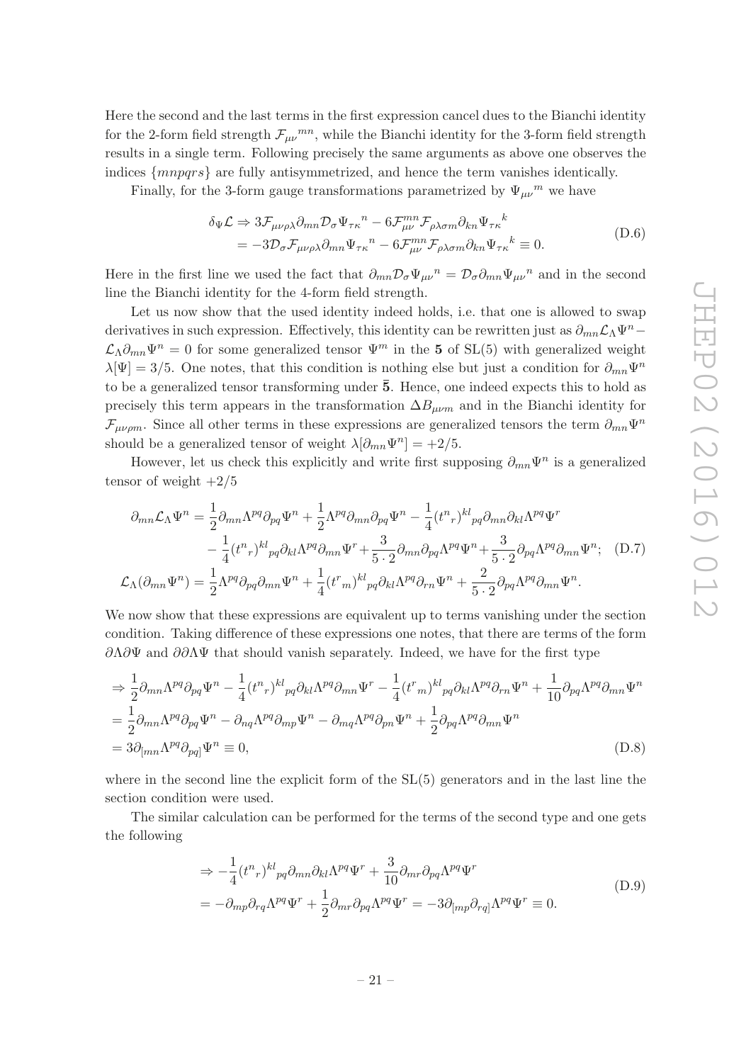Here the second and the last terms in the first expression cancel dues to the Bianchi identity for the 2-form field strength $\mathcal{F}_{\mu\nu}{}^{mn}$, while the Bianchi identity for the 3-form field strength results in a single term. Following precisely the same arguments as above one observes the indices $\{mnpqrs\}$ are fully antisymmetrized, and hence the term vanishes identically.

Finally, for the 3-form gauge transformations parametrized by $\Psi_{\mu\nu}{}^m$ we have

$$
\begin{aligned}
\delta_\Psi \mathcal{L} &\Rightarrow 3\mathcal{F}_{\mu\nu\rho\lambda}\partial_{mn}\mathcal{D}_\sigma\Psi_{\tau\kappa}{}^n - 6\mathcal{F}^{mn}_{\mu\nu}\mathcal{F}_{\rho\lambda\sigma m}\partial_{kn}\Psi_{\tau\kappa}{}^k \\
&= -3\mathcal{D}_\sigma\mathcal{F}_{\mu\nu\rho\lambda}\partial_{mn}\Psi_{\tau\kappa}{}^n - 6\mathcal{F}^{mn}_{\mu\nu}\mathcal{F}_{\rho\lambda\sigma m}\partial_{kn}\Psi_{\tau\kappa}{}^k \equiv 0.
\end{aligned}
\tag{D.6}
$$

Here in the first line we used the fact that $\partial_{mn}\mathcal{D}_\sigma\Psi_{\mu\nu}{}^n = \mathcal{D}_\sigma\partial_{mn}\Psi_{\mu\nu}{}^n$ and in the second line the Bianchi identity for the 4-form field strength.

Let us now show that the used identity indeed holds, i.e. that one is allowed to swap derivatives in such expression. Effectively, this identity can be rewritten just as $\partial_{mn}\mathcal{L}_\Lambda\Psi^n - \mathcal{L}_\Lambda\partial_{mn}\Psi^n = 0$ for some generalized tensor $\Psi^m$ in the **5** of SL(5) with generalized weight $\lambda[\Psi] = 3/5$. One notes, that this condition is nothing else but just a condition for $\partial_{mn}\Psi^n$ to be a generalized tensor transforming under $\bar{\mathbf{5}}$. Hence, one indeed expects this to hold as precisely this term appears in the transformation $\Delta B_{\mu\nu m}$ and in the Bianchi identity for $\mathcal{F}_{\mu\nu\rho m}$. Since all other terms in these expressions are generalized tensors the term $\partial_{mn}\Psi^n$ should be a generalized tensor of weight $\lambda[\partial_{mn}\Psi^n] = +2/5$.

However, let us check this explicitly and write first supposing $\partial_{mn}\Psi^n$ is a generalized tensor of weight $+2/5$

$$
\begin{aligned}
\partial_{mn}\mathcal{L}_\Lambda\Psi^n &= \frac{1}{2}\partial_{mn}\Lambda^{pq}\partial_{pq}\Psi^n + \frac{1}{2}\Lambda^{pq}\partial_{mn}\partial_{pq}\Psi^n - \frac{1}{4}(t^n{}_r)^{kl}{}_{pq}\partial_{mn}\partial_{kl}\Lambda^{pq}\Psi^r \\
&\quad - \frac{1}{4}(t^n{}_r)^{kl}{}_{pq}\partial_{kl}\Lambda^{pq}\partial_{mn}\Psi^r + \frac{3}{5\cdot 2}\partial_{mn}\partial_{pq}\Lambda^{pq}\Psi^n + \frac{3}{5\cdot 2}\partial_{pq}\Lambda^{pq}\partial_{mn}\Psi^n; \\
\mathcal{L}_\Lambda(\partial_{mn}\Psi^n) &= \frac{1}{2}\Lambda^{pq}\partial_{pq}\partial_{mn}\Psi^n + \frac{1}{4}(t^r{}_m)^{kl}{}_{pq}\partial_{kl}\Lambda^{pq}\partial_{rn}\Psi^n + \frac{2}{5\cdot 2}\partial_{pq}\Lambda^{pq}\partial_{mn}\Psi^n.
\end{aligned}
\tag{D.7}
$$

We now show that these expressions are equivalent up to terms vanishing under the section condition. Taking difference of these expressions one notes, that there are terms of the form $\partial\Lambda\partial\Psi$ and $\partial\partial\Lambda\Psi$ that should vanish separately. Indeed, we have for the first type

$$
\begin{aligned}
&\Rightarrow \frac{1}{2}\partial_{mn}\Lambda^{pq}\partial_{pq}\Psi^n - \frac{1}{4}(t^n{}_r)^{kl}{}_{pq}\partial_{kl}\Lambda^{pq}\partial_{mn}\Psi^r - \frac{1}{4}(t^r{}_m)^{kl}{}_{pq}\partial_{kl}\Lambda^{pq}\partial_{rn}\Psi^n + \frac{1}{10}\partial_{pq}\Lambda^{pq}\partial_{mn}\Psi^n \\
&= \frac{1}{2}\partial_{mn}\Lambda^{pq}\partial_{pq}\Psi^n - \partial_{nq}\Lambda^{pq}\partial_{mp}\Psi^n - \partial_{mq}\Lambda^{pq}\partial_{pn}\Psi^n + \frac{1}{2}\partial_{pq}\Lambda^{pq}\partial_{mn}\Psi^n \\
&= 3\partial_{[mn}\Lambda^{pq}\partial_{pq]}\Psi^n \equiv 0,
\end{aligned}
\tag{D.8}
$$

where in the second line the explicit form of the SL(5) generators and in the last line the section condition were used.

The similar calculation can be performed for the terms of the second type and one gets the following

$$
\begin{aligned}
&\Rightarrow -\frac{1}{4}(t^n{}_r)^{kl}{}_{pq}\partial_{mn}\partial_{kl}\Lambda^{pq}\Psi^r + \frac{3}{10}\partial_{mr}\partial_{pq}\Lambda^{pq}\Psi^r \\
&= -\partial_{mp}\partial_{rq}\Lambda^{pq}\Psi^r + \frac{1}{2}\partial_{mr}\partial_{pq}\Lambda^{pq}\Psi^r = -3\partial_{[mp}\partial_{rq]}\Lambda^{pq}\Psi^r \equiv 0.
\end{aligned}
\tag{D.9}
$$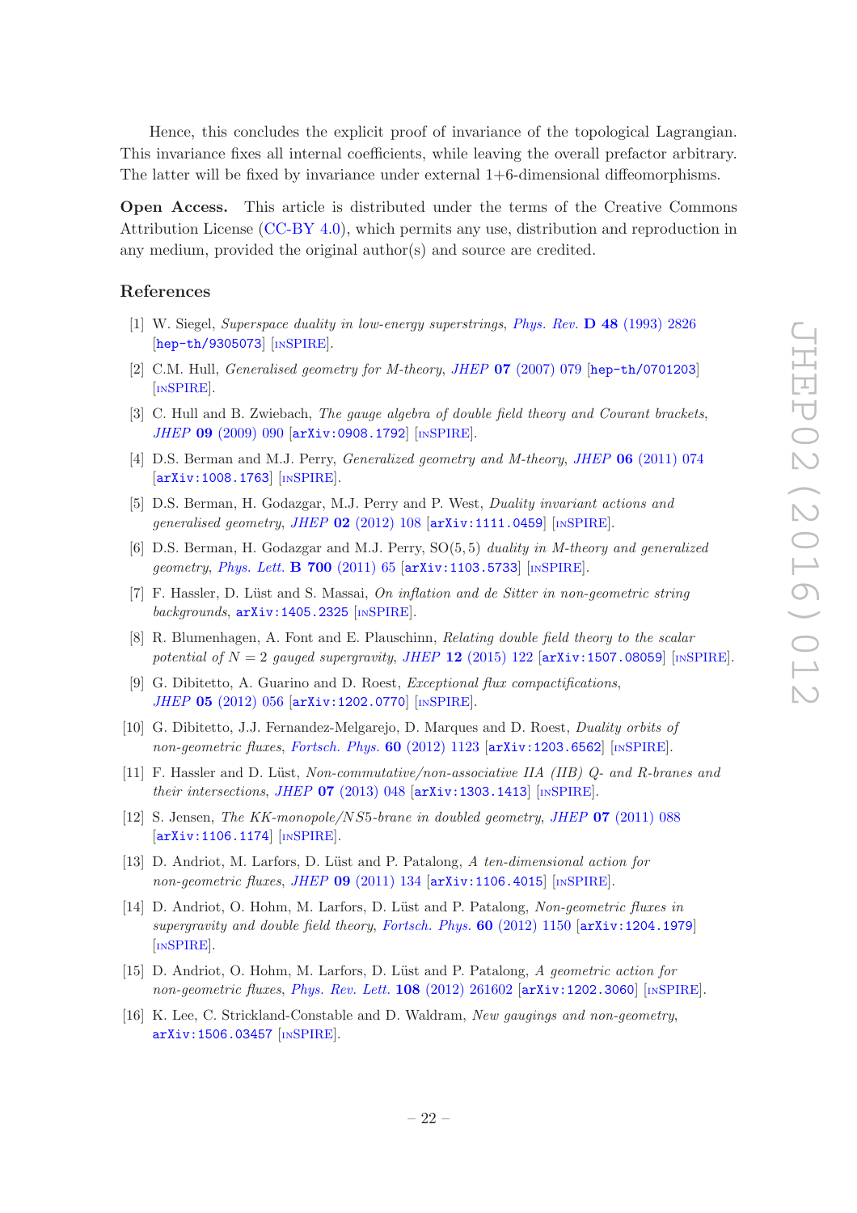Hence, this concludes the explicit proof of invariance of the topological Lagrangian. This invariance fixes all internal coefficients, while leaving the overall prefactor arbitrary. The latter will be fixed by invariance under external 1+6-dimensional diffeomorphisms.

**Open Access.** This article is distributed under the terms of the Creative Commons Attribution License (CC-BY 4.0), which permits any use, distribution and reproduction in any medium, provided the original author(s) and source are credited.

## References

[1] W. Siegel, *Superspace duality in low-energy superstrings*, Phys. Rev. **D 48** (1993) 2826 [hep-th/9305073] [INSPIRE].

[2] C.M. Hull, *Generalised geometry for M-theory*, JHEP **07** (2007) 079 [hep-th/0701203] [INSPIRE].

[3] C. Hull and B. Zwiebach, *The gauge algebra of double field theory and Courant brackets*, JHEP **09** (2009) 090 [arXiv:0908.1792] [INSPIRE].

[4] D.S. Berman and M.J. Perry, *Generalized geometry and M-theory*, JHEP **06** (2011) 074 [arXiv:1008.1763] [INSPIRE].

[5] D.S. Berman, H. Godazgar, M.J. Perry and P. West, *Duality invariant actions and generalised geometry*, JHEP **02** (2012) 108 [arXiv:1111.0459] [INSPIRE].

[6] D.S. Berman, H. Godazgar and M.J. Perry, SO(5, 5) *duality in M-theory and generalized geometry*, Phys. Lett. **B 700** (2011) 65 [arXiv:1103.5733] [INSPIRE].

[7] F. Hassler, D. Lüst and S. Massai, *On inflation and de Sitter in non-geometric string backgrounds*, arXiv:1405.2325 [INSPIRE].

[8] R. Blumenhagen, A. Font and E. Plauschinn, *Relating double field theory to the scalar potential of $N = 2$ gauged supergravity*, JHEP **12** (2015) 122 [arXiv:1507.08059] [INSPIRE].

[9] G. Dibitetto, A. Guarino and D. Roest, *Exceptional flux compactifications*, JHEP **05** (2012) 056 [arXiv:1202.0770] [INSPIRE].

[10] G. Dibitetto, J.J. Fernandez-Melgarejo, D. Marques and D. Roest, *Duality orbits of non-geometric fluxes*, Fortsch. Phys. **60** (2012) 1123 [arXiv:1203.6562] [INSPIRE].

[11] F. Hassler and D. Lüst, *Non-commutative/non-associative IIA (IIB) Q- and R-branes and their intersections*, JHEP **07** (2013) 048 [arXiv:1303.1413] [INSPIRE].

[12] S. Jensen, *The KK-monopole/NS5-brane in doubled geometry*, JHEP **07** (2011) 088 [arXiv:1106.1174] [INSPIRE].

[13] D. Andriot, M. Larfors, D. Lüst and P. Patalong, *A ten-dimensional action for non-geometric fluxes*, JHEP **09** (2011) 134 [arXiv:1106.4015] [INSPIRE].

[14] D. Andriot, O. Hohm, M. Larfors, D. Lüst and P. Patalong, *Non-geometric fluxes in supergravity and double field theory*, Fortsch. Phys. **60** (2012) 1150 [arXiv:1204.1979] [INSPIRE].

[15] D. Andriot, O. Hohm, M. Larfors, D. Lüst and P. Patalong, *A geometric action for non-geometric fluxes*, Phys. Rev. Lett. **108** (2012) 261602 [arXiv:1202.3060] [INSPIRE].

[16] K. Lee, C. Strickland-Constable and D. Waldram, *New gaugings and non-geometry*, arXiv:1506.03457 [INSPIRE].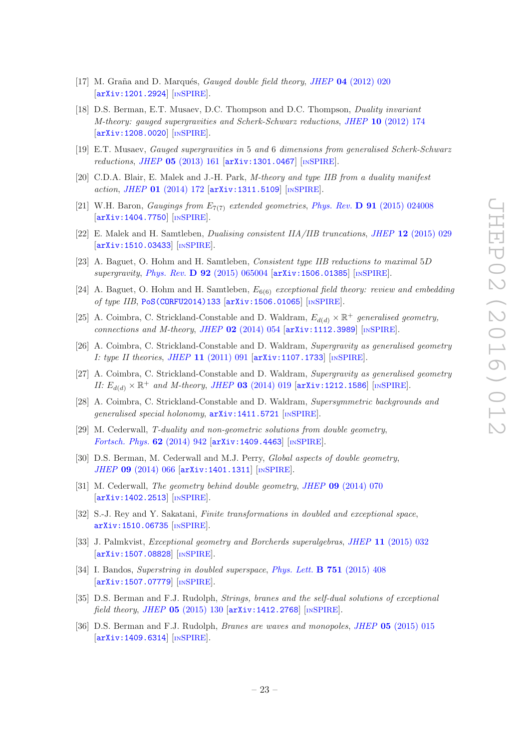[17] M. Graña and D. Marqués, *Gauged double field theory*, JHEP **04** (2012) 020 [arXiv:1201.2924] [INSPIRE].

[18] D.S. Berman, E.T. Musaev, D.C. Thompson and D.C. Thompson, *Duality invariant M-theory: gauged supergravities and Scherk-Schwarz reductions*, JHEP **10** (2012) 174 [arXiv:1208.0020] [INSPIRE].

[19] E.T. Musaev, *Gauged supergravities in 5 and 6 dimensions from generalised Scherk-Schwarz reductions*, JHEP **05** (2013) 161 [arXiv:1301.0467] [INSPIRE].

[20] C.D.A. Blair, E. Malek and J.-H. Park, *M-theory and type IIB from a duality manifest action*, JHEP **01** (2014) 172 [arXiv:1311.5109] [INSPIRE].

[21] W.H. Baron, *Gaugings from $E_{7(7)}$ extended geometries*, Phys. Rev. **D 91** (2015) 024008 [arXiv:1404.7750] [INSPIRE].

[22] E. Malek and H. Samtleben, *Dualising consistent IIA/IIB truncations*, JHEP **12** (2015) 029 [arXiv:1510.03433] [INSPIRE].

[23] A. Baguet, O. Hohm and H. Samtleben, *Consistent type IIB reductions to maximal* 5*D supergravity*, Phys. Rev. **D 92** (2015) 065004 [arXiv:1506.01385] [INSPIRE].

[24] A. Baguet, O. Hohm and H. Samtleben, *$E_{6(6)}$ exceptional field theory: review and embedding of type IIB*, PoS(CORFU2014)133 [arXiv:1506.01065] [INSPIRE].

[25] A. Coimbra, C. Strickland-Constable and D. Waldram, *$E_{d(d)} \times \mathbb{R}^+$ generalised geometry, connections and M-theory*, JHEP **02** (2014) 054 [arXiv:1112.3989] [INSPIRE].

[26] A. Coimbra, C. Strickland-Constable and D. Waldram, *Supergravity as generalised geometry I: type II theories*, JHEP **11** (2011) 091 [arXiv:1107.1733] [INSPIRE].

[27] A. Coimbra, C. Strickland-Constable and D. Waldram, *Supergravity as generalised geometry II: $E_{d(d)} \times \mathbb{R}^+$ and M-theory*, JHEP **03** (2014) 019 [arXiv:1212.1586] [INSPIRE].

[28] A. Coimbra, C. Strickland-Constable and D. Waldram, *Supersymmetric backgrounds and generalised special holonomy*, arXiv:1411.5721 [INSPIRE].

[29] M. Cederwall, *T-duality and non-geometric solutions from double geometry*, Fortsch. Phys. **62** (2014) 942 [arXiv:1409.4463] [INSPIRE].

[30] D.S. Berman, M. Cederwall and M.J. Perry, *Global aspects of double geometry*, JHEP **09** (2014) 066 [arXiv:1401.1311] [INSPIRE].

[31] M. Cederwall, *The geometry behind double geometry*, JHEP **09** (2014) 070 [arXiv:1402.2513] [INSPIRE].

[32] S.-J. Rey and Y. Sakatani, *Finite transformations in doubled and exceptional space*, arXiv:1510.06735 [INSPIRE].

[33] J. Palmkvist, *Exceptional geometry and Borcherds superalgebras*, JHEP **11** (2015) 032 [arXiv:1507.08828] [INSPIRE].

[34] I. Bandos, *Superstring in doubled superspace*, Phys. Lett. **B 751** (2015) 408 [arXiv:1507.07779] [INSPIRE].

[35] D.S. Berman and F.J. Rudolph, *Strings, branes and the self-dual solutions of exceptional field theory*, JHEP **05** (2015) 130 [arXiv:1412.2768] [INSPIRE].

[36] D.S. Berman and F.J. Rudolph, *Branes are waves and monopoles*, JHEP **05** (2015) 015 [arXiv:1409.6314] [INSPIRE].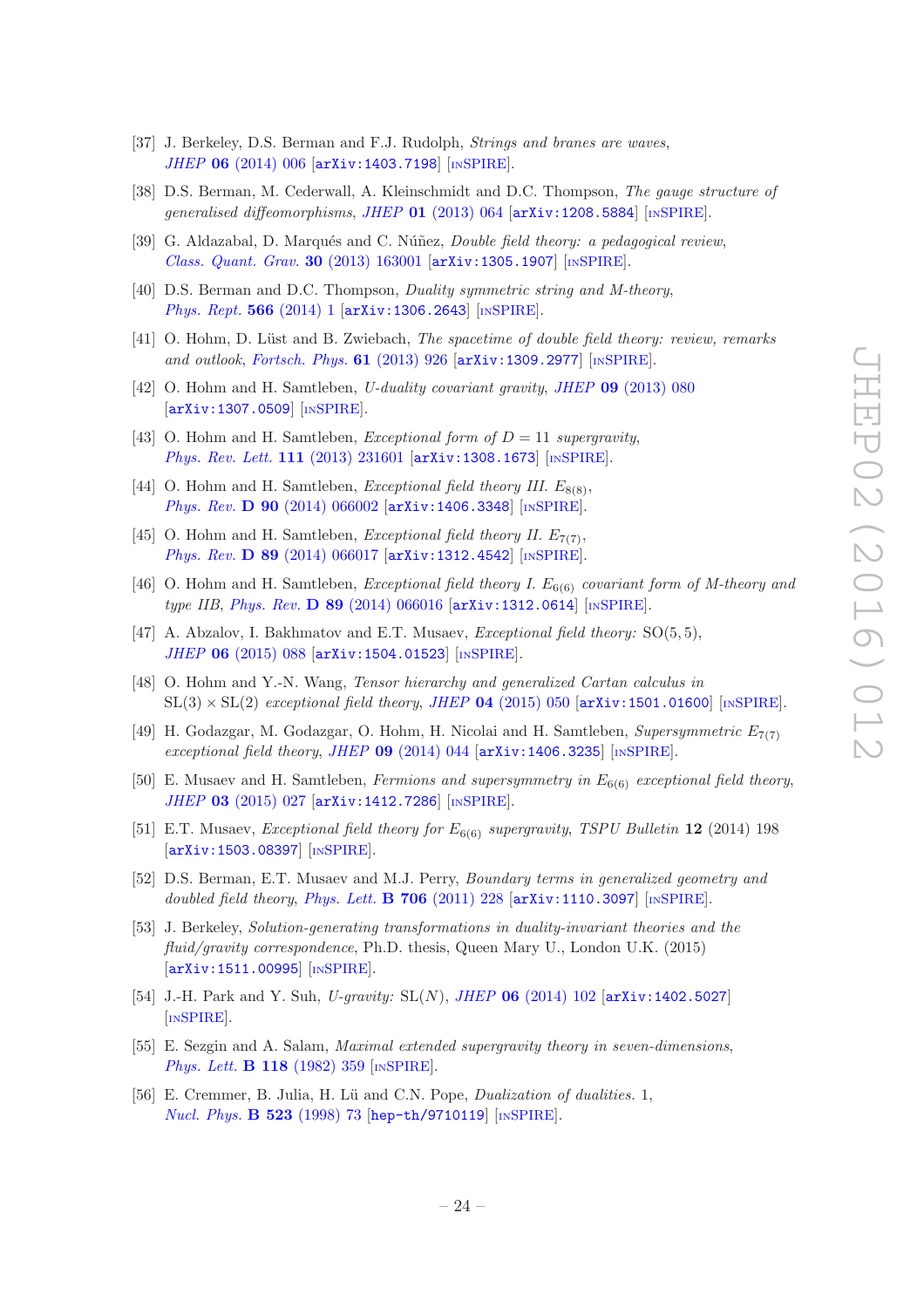[37] J. Berkeley, D.S. Berman and F.J. Rudolph, *Strings and branes are waves*, *JHEP* **06** (2014) 006 [arXiv:1403.7198] [INSPIRE].

[38] D.S. Berman, M. Cederwall, A. Kleinschmidt and D.C. Thompson, *The gauge structure of generalised diffeomorphisms*, *JHEP* **01** (2013) 064 [arXiv:1208.5884] [INSPIRE].

[39] G. Aldazabal, D. Marqués and C. Núñez, *Double field theory: a pedagogical review*, *Class. Quant. Grav.* **30** (2013) 163001 [arXiv:1305.1907] [INSPIRE].

[40] D.S. Berman and D.C. Thompson, *Duality symmetric string and M-theory*, *Phys. Rept.* **566** (2014) 1 [arXiv:1306.2643] [INSPIRE].

[41] O. Hohm, D. Lüst and B. Zwiebach, *The spacetime of double field theory: review, remarks and outlook*, *Fortsch. Phys.* **61** (2013) 926 [arXiv:1309.2977] [INSPIRE].

[42] O. Hohm and H. Samtleben, *U-duality covariant gravity*, *JHEP* **09** (2013) 080 [arXiv:1307.0509] [INSPIRE].

[43] O. Hohm and H. Samtleben, *Exceptional form of $D = 11$ supergravity*, *Phys. Rev. Lett.* **111** (2013) 231601 [arXiv:1308.1673] [INSPIRE].

[44] O. Hohm and H. Samtleben, *Exceptional field theory III. $E_{8(8)}$*, *Phys. Rev.* **D 90** (2014) 066002 [arXiv:1406.3348] [INSPIRE].

[45] O. Hohm and H. Samtleben, *Exceptional field theory II. $E_{7(7)}$*, *Phys. Rev.* **D 89** (2014) 066017 [arXiv:1312.4542] [INSPIRE].

[46] O. Hohm and H. Samtleben, *Exceptional field theory I. $E_{6(6)}$ covariant form of M-theory and type IIB*, *Phys. Rev.* **D 89** (2014) 066016 [arXiv:1312.0614] [INSPIRE].

[47] A. Abzalov, I. Bakhmatov and E.T. Musaev, *Exceptional field theory: $\mathrm{SO}(5,5)$*, *JHEP* **06** (2015) 088 [arXiv:1504.01523] [INSPIRE].

[48] O. Hohm and Y.-N. Wang, *Tensor hierarchy and generalized Cartan calculus in $\mathrm{SL}(3) \times \mathrm{SL}(2)$ exceptional field theory*, *JHEP* **04** (2015) 050 [arXiv:1501.01600] [INSPIRE].

[49] H. Godazgar, M. Godazgar, O. Hohm, H. Nicolai and H. Samtleben, *Supersymmetric $E_{7(7)}$ exceptional field theory*, *JHEP* **09** (2014) 044 [arXiv:1406.3235] [INSPIRE].

[50] E. Musaev and H. Samtleben, *Fermions and supersymmetry in $E_{6(6)}$ exceptional field theory*, *JHEP* **03** (2015) 027 [arXiv:1412.7286] [INSPIRE].

[51] E.T. Musaev, *Exceptional field theory for $E_{6(6)}$ supergravity*, *TSPU Bulletin* **12** (2014) 198 [arXiv:1503.08397] [INSPIRE].

[52] D.S. Berman, E.T. Musaev and M.J. Perry, *Boundary terms in generalized geometry and doubled field theory*, *Phys. Lett.* **B 706** (2011) 228 [arXiv:1110.3097] [INSPIRE].

[53] J. Berkeley, *Solution-generating transformations in duality-invariant theories and the fluid/gravity correspondence*, Ph.D. thesis, Queen Mary U., London U.K. (2015) [arXiv:1511.00995] [INSPIRE].

[54] J.-H. Park and Y. Suh, *U-gravity: $\mathrm{SL}(N)$*, *JHEP* **06** (2014) 102 [arXiv:1402.5027] [INSPIRE].

[55] E. Sezgin and A. Salam, *Maximal extended supergravity theory in seven-dimensions*, *Phys. Lett.* **B 118** (1982) 359 [INSPIRE].

[56] E. Cremmer, B. Julia, H. Lü and C.N. Pope, *Dualization of dualities. 1*, *Nucl. Phys.* **B 523** (1998) 73 [hep-th/9710119] [INSPIRE].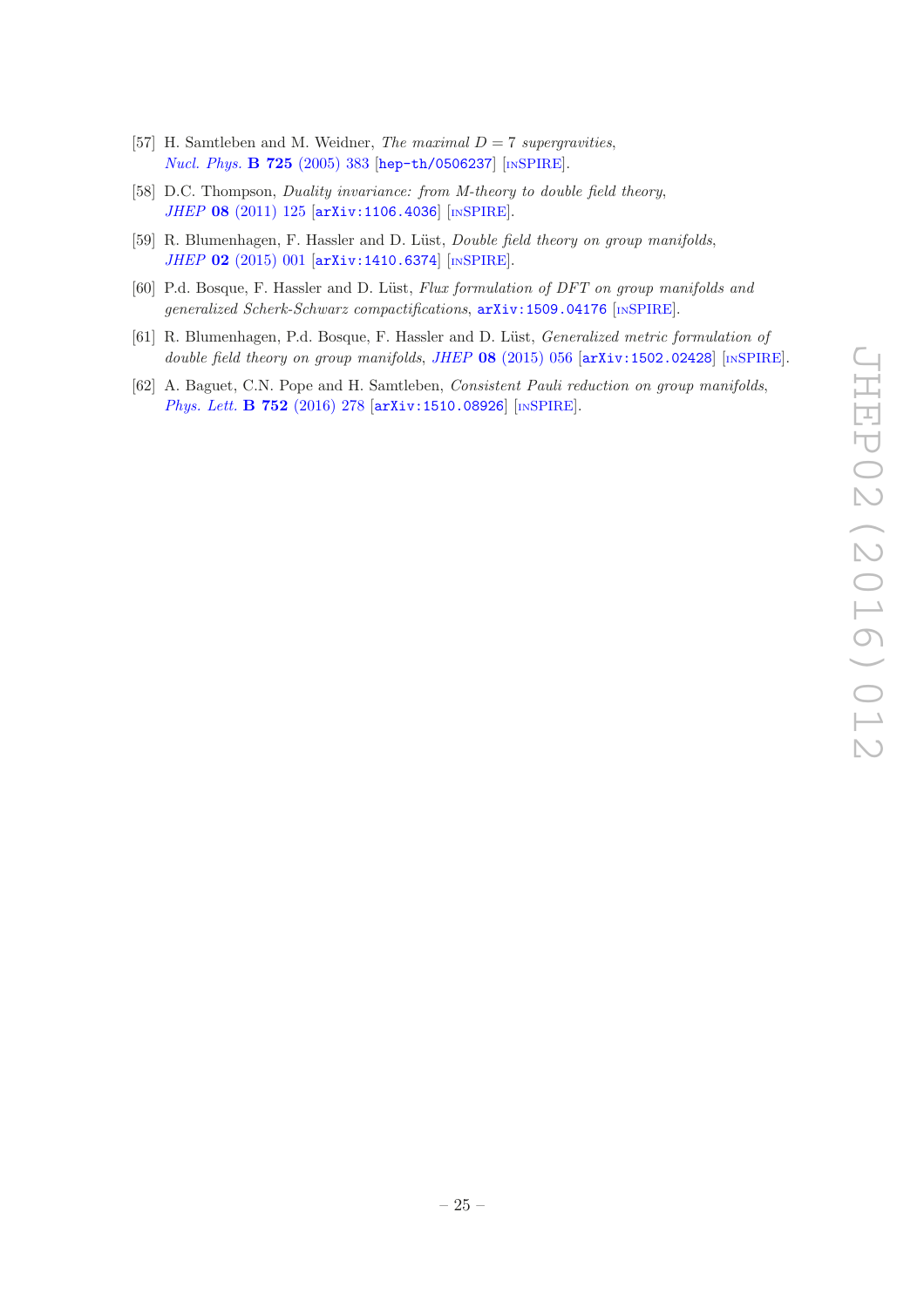[57] H. Samtleben and M. Weidner, *The maximal $D = 7$ supergravities*, *Nucl. Phys.* **B 725** (2005) 383 [hep-th/0506237] [INSPIRE].

[58] D.C. Thompson, *Duality invariance: from M-theory to double field theory*, *JHEP* **08** (2011) 125 [arXiv:1106.4036] [INSPIRE].

[59] R. Blumenhagen, F. Hassler and D. Lüst, *Double field theory on group manifolds*, *JHEP* **02** (2015) 001 [arXiv:1410.6374] [INSPIRE].

[60] P.d. Bosque, F. Hassler and D. Lüst, *Flux formulation of DFT on group manifolds and generalized Scherk-Schwarz compactifications*, arXiv:1509.04176 [INSPIRE].

[61] R. Blumenhagen, P.d. Bosque, F. Hassler and D. Lüst, *Generalized metric formulation of double field theory on group manifolds*, *JHEP* **08** (2015) 056 [arXiv:1502.02428] [INSPIRE].

[62] A. Baguet, C.N. Pope and H. Samtleben, *Consistent Pauli reduction on group manifolds*, *Phys. Lett.* **B 752** (2016) 278 [arXiv:1510.08926] [INSPIRE].